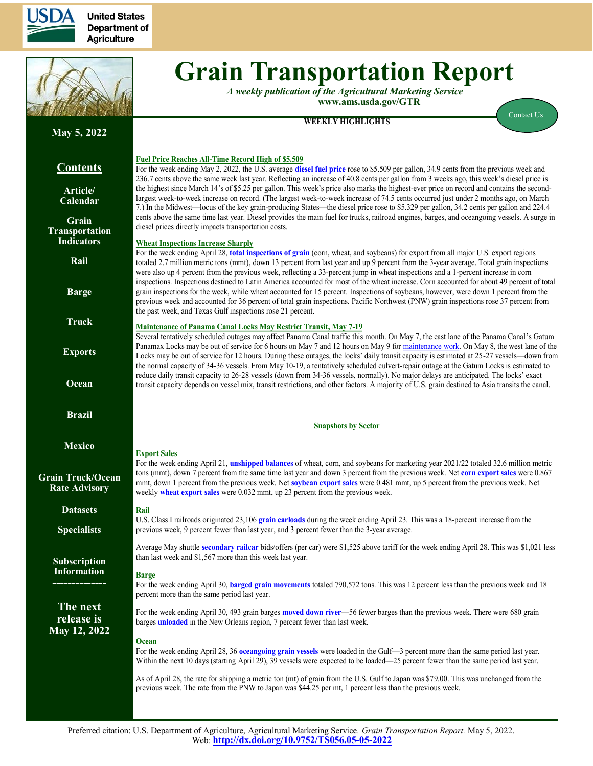USDA United States Department of Agriculture

# Grain Transportation Report

*A weekly publication of the Agricultural Marketing Service*
**www.ams.usda.gov/GTR**

Contact Us

**May 5, 2022**

## Contents

- Article/Calendar
- Grain Transportation Indicators
- Rail
- Barge
- Truck
- Exports
- Ocean
- Brazil
- Mexico
- Grain Truck/Ocean Rate Advisory
- Datasets
- Specialists
- Subscription Information

**The next release is May 12, 2022**

## WEEKLY HIGHLIGHTS

### Fuel Price Reaches All-Time Record High of $5.509

For the week ending May 2, 2022, the U.S. average **diesel fuel price** rose to $5.509 per gallon, 34.9 cents from the previous week and 236.7 cents above the same week last year. Reflecting an increase of 40.8 cents per gallon from 3 weeks ago, this week's diesel price is the highest since March 14's of $5.25 per gallon. This week's price also marks the highest-ever price on record and contains the second-largest week-to-week increase on record. (The largest week-to-week increase of 74.5 cents occurred just under 2 months ago, on March 7.) In the Midwest—locus of the key grain-producing States—the diesel price rose to $5.329 per gallon, 34.2 cents per gallon and 224.4 cents above the same time last year. Diesel provides the main fuel for trucks, railroad engines, barges, and oceangoing vessels. A surge in diesel prices directly impacts transportation costs.

### Wheat Inspections Increase Sharply

For the week ending April 28, **total inspections of grain** (corn, wheat, and soybeans) for export from all major U.S. export regions totaled 2.7 million metric tons (mmt), down 13 percent from last year and up 9 percent from the 3-year average. Total grain inspections were also up 4 percent from the previous week, reflecting a 33-percent jump in wheat inspections and a 1-percent increase in corn inspections. Inspections destined to Latin America accounted for most of the wheat increase. Corn accounted for about 49 percent of total grain inspections for the week, while wheat accounted for 15 percent. Inspections of soybeans, however, were down 1 percent from the previous week and accounted for 36 percent of total grain inspections. Pacific Northwest (PNW) grain inspections rose 37 percent from the past week, and Texas Gulf inspections rose 21 percent.

### Maintenance of Panama Canal Locks May Restrict Transit, May 7-19

Several tentatively scheduled outages may affect Panama Canal traffic this month. On May 7, the east lane of the Panama Canal's Gatum Panamax Locks may be out of service for 6 hours on May 7 and 12 hours on May 9 for maintenance work. On May 8, the west lane of the Locks may be out of service for 12 hours. During these outages, the locks' daily transit capacity is estimated at 25-27 vessels—down from the normal capacity of 34-36 vessels. From May 10-19, a tentatively scheduled culvert-repair outage at the Gatum Locks is estimated to reduce daily transit capacity to 26-28 vessels (down from 34-36 vessels, normally). No major delays are anticipated. The locks' exact transit capacity depends on vessel mix, transit restrictions, and other factors. A majority of U.S. grain destined to Asia transits the canal.

## Snapshots by Sector

### Export Sales

For the week ending April 21, **unshipped balances** of wheat, corn, and soybeans for marketing year 2021/22 totaled 32.6 million metric tons (mmt), down 7 percent from the same time last year and down 3 percent from the previous week. Net **corn export sales** were 0.867 mmt, down 1 percent from the previous week. Net **soybean export sales** were 0.481 mmt, up 5 percent from the previous week. Net weekly **wheat export sales** were 0.032 mmt, up 23 percent from the previous week.

### Rail

U.S. Class I railroads originated 23,106 **grain carloads** during the week ending April 23. This was a 18-percent increase from the previous week, 9 percent fewer than last year, and 3 percent fewer than the 3-year average.

Average May shuttle **secondary railcar** bids/offers (per car) were $1,525 above tariff for the week ending April 28. This was $1,021 less than last week and $1,567 more than this week last year.

### Barge

For the week ending April 30, **barged grain movements** totaled 790,572 tons. This was 12 percent less than the previous week and 18 percent more than the same period last year.

For the week ending April 30, 493 grain barges **moved down river**—56 fewer barges than the previous week. There were 680 grain barges **unloaded** in the New Orleans region, 7 percent fewer than last week.

### Ocean

For the week ending April 28, 36 **oceangoing grain vessels** were loaded in the Gulf—3 percent more than the same period last year. Within the next 10 days (starting April 29), 39 vessels were expected to be loaded—25 percent fewer than the same period last year.

As of April 28, the rate for shipping a metric ton (mt) of grain from the U.S. Gulf to Japan was $79.00. This was unchanged from the previous week. The rate from the PNW to Japan was $44.25 per mt, 1 percent less than the previous week.

Preferred citation: U.S. Department of Agriculture, Agricultural Marketing Service. *Grain Transportation Report.* May 5, 2022.
Web: **http://dx.doi.org/10.9752/TS056.05-05-2022**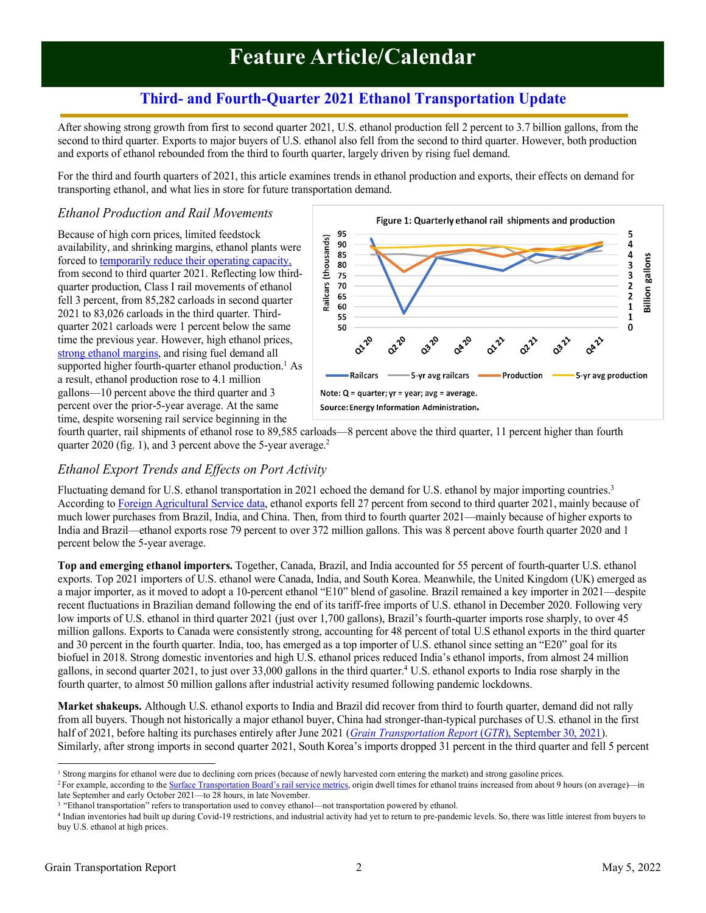# Feature Article/Calendar

## Third- and Fourth-Quarter 2021 Ethanol Transportation Update

After showing strong growth from first to second quarter 2021, U.S. ethanol production fell 2 percent to 3.7 billion gallons, from the second to third quarter. Exports to major buyers of U.S. ethanol also fell from the second to third quarter. However, both production and exports of ethanol rebounded from the third to fourth quarter, largely driven by rising fuel demand.

For the third and fourth quarters of 2021, this article examines trends in ethanol production and exports, their effects on demand for transporting ethanol, and what lies in store for future transportation demand.

### *Ethanol Production and Rail Movements*

Because of high corn prices, limited feedstock availability, and shrinking margins, ethanol plants were forced to temporarily reduce their operating capacity, from second to third quarter 2021. Reflecting low third-quarter production, Class I rail movements of ethanol fell 3 percent, from 85,282 carloads in second quarter 2021 to 83,026 carloads in the third quarter. Third-quarter 2021 carloads were 1 percent below the same time the previous year. However, high ethanol prices, strong ethanol margins, and rising fuel demand all supported higher fourth-quarter ethanol production.[1] As a result, ethanol production rose to 4.1 million gallons—10 percent above the third quarter and 3 percent over the prior-5-year average. At the same time, despite worsening rail service beginning in the fourth quarter, rail shipments of ethanol rose to 89,585 carloads—8 percent above the third quarter, 11 percent higher than fourth quarter 2020 (fig. 1), and 3 percent above the 5-year average.[2]

Figure 1: Quarterly ethanol rail shipments and production

Note: Q = quarter; yr = year; avg = average.
Source: Energy Information Administration.

### *Ethanol Export Trends and Effects on Port Activity*

Fluctuating demand for U.S. ethanol transportation in 2021 echoed the demand for U.S. ethanol by major importing countries.[3] According to Foreign Agricultural Service data, ethanol exports fell 27 percent from second to third quarter 2021, mainly because of much lower purchases from Brazil, India, and China. Then, from third to fourth quarter 2021—mainly because of higher exports to India and Brazil—ethanol exports rose 79 percent to over 372 million gallons. This was 8 percent above fourth quarter 2020 and 1 percent below the 5-year average.

**Top and emerging ethanol importers.** Together, Canada, Brazil, and India accounted for 55 percent of fourth-quarter U.S. ethanol exports. Top 2021 importers of U.S. ethanol were Canada, India, and South Korea. Meanwhile, the United Kingdom (UK) emerged as a major importer, as it moved to adopt a 10-percent ethanol "E10" blend of gasoline. Brazil remained a key importer in 2021—despite recent fluctuations in Brazilian demand following the end of its tariff-free imports of U.S. ethanol in December 2020. Following very low imports of U.S. ethanol in third quarter 2021 (just over 1,700 gallons), Brazil's fourth-quarter imports rose sharply, to over 45 million gallons. Exports to Canada were consistently strong, accounting for 48 percent of total U.S ethanol exports in the third quarter and 30 percent in the fourth quarter. India, too, has emerged as a top importer of U.S. ethanol since setting an "E20" goal for its biofuel in 2018. Strong domestic inventories and high U.S. ethanol prices reduced India's ethanol imports, from almost 24 million gallons, in second quarter 2021, to just over 33,000 gallons in the third quarter.[4] U.S. ethanol exports to India rose sharply in the fourth quarter, to almost 50 million gallons after industrial activity resumed following pandemic lockdowns.

**Market shakeups.** Although U.S. ethanol exports to India and Brazil did recover from third to fourth quarter, demand did not rally from all buyers. Though not historically a major ethanol buyer, China had stronger-than-typical purchases of U.S. ethanol in the first half of 2021, before halting its purchases entirely after June 2021 (*Grain Transportation Report* (*GTR*), September 30, 2021). Similarly, after strong imports in second quarter 2021, South Korea's imports dropped 31 percent in the third quarter and fell 5 percent

---

[1] Strong margins for ethanol were due to declining corn prices (because of newly harvested corn entering the market) and strong gasoline prices.

[2] For example, according to the Surface Transportation Board's rail service metrics, origin dwell times for ethanol trains increased from about 9 hours (on average)—in late September and early October 2021—to 28 hours, in late November.

[3] "Ethanol transportation" refers to transportation used to convey ethanol—not transportation powered by ethanol.

[4] Indian inventories had built up during Covid-19 restrictions, and industrial activity had yet to return to pre-pandemic levels. So, there was little interest from buyers to buy U.S. ethanol at high prices.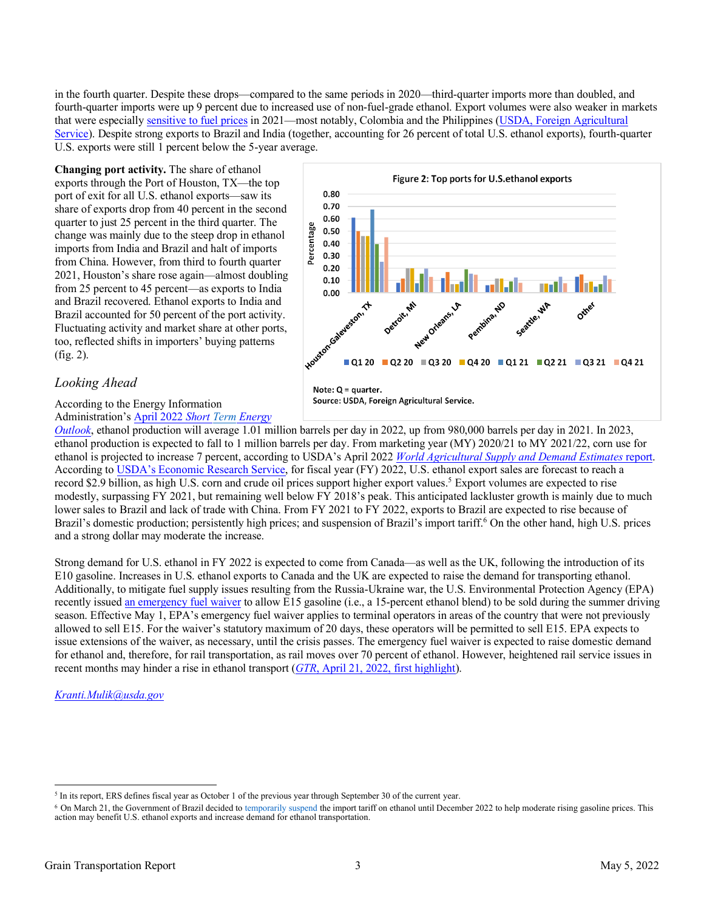in the fourth quarter. Despite these drops—compared to the same periods in 2020—third-quarter imports more than doubled, and fourth-quarter imports were up 9 percent due to increased use of non-fuel-grade ethanol. Export volumes were also weaker in markets that were especially sensitive to fuel prices in 2021—most notably, Colombia and the Philippines (USDA, Foreign Agricultural Service). Despite strong exports to Brazil and India (together, accounting for 26 percent of total U.S. ethanol exports), fourth-quarter U.S. exports were still 1 percent below the 5-year average.

**Changing port activity.** The share of ethanol exports through the Port of Houston, TX—the top port of exit for all U.S. ethanol exports—saw its share of exports drop from 40 percent in the second quarter to just 25 percent in the third quarter. The change was mainly due to the steep drop in ethanol imports from India and Brazil and halt of imports from China. However, from third to fourth quarter 2021, Houston's share rose again—almost doubling from 25 percent to 45 percent—as exports to India and Brazil recovered. Ethanol exports to India and Brazil accounted for 50 percent of the port activity. Fluctuating activity and market share at other ports, too, reflected shifts in importers' buying patterns (fig. 2).

Figure 2: Top ports for U.S.ethanol exports

Note: Q = quarter.
Source: USDA, Foreign Agricultural Service.

## *Looking Ahead*

According to the Energy Information Administration's April 2022 *Short Term Energy Outlook*, ethanol production will average 1.01 million barrels per day in 2022, up from 980,000 barrels per day in 2021. In 2023, ethanol production is expected to fall to 1 million barrels per day. From marketing year (MY) 2020/21 to MY 2021/22, corn use for ethanol is projected to increase 7 percent, according to USDA's April 2022 *World Agricultural Supply and Demand Estimates* report. According to USDA's Economic Research Service, for fiscal year (FY) 2022, U.S. ethanol export sales are forecast to reach a record $2.9 billion, as high U.S. corn and crude oil prices support higher export values.[5] Export volumes are expected to rise modestly, surpassing FY 2021, but remaining well below FY 2018's peak. This anticipated lackluster growth is mainly due to much lower sales to Brazil and lack of trade with China. From FY 2021 to FY 2022, exports to Brazil are expected to rise because of Brazil's domestic production; persistently high prices; and suspension of Brazil's import tariff.[6] On the other hand, high U.S. prices and a strong dollar may moderate the increase.

Strong demand for U.S. ethanol in FY 2022 is expected to come from Canada—as well as the UK, following the introduction of its E10 gasoline. Increases in U.S. ethanol exports to Canada and the UK are expected to raise the demand for transporting ethanol. Additionally, to mitigate fuel supply issues resulting from the Russia-Ukraine war, the U.S. Environmental Protection Agency (EPA) recently issued an emergency fuel waiver to allow E15 gasoline (i.e., a 15-percent ethanol blend) to be sold during the summer driving season. Effective May 1, EPA's emergency fuel waiver applies to terminal operators in areas of the country that were not previously allowed to sell E15. For the waiver's statutory maximum of 20 days, these operators will be permitted to sell E15. EPA expects to issue extensions of the waiver, as necessary, until the crisis passes. The emergency fuel waiver is expected to raise domestic demand for ethanol and, therefore, for rail transportation, as rail moves over 70 percent of ethanol. However, heightened rail service issues in recent months may hinder a rise in ethanol transport (*GTR*, April 21, 2022, first highlight).

*Kranti.Mulik@usda.gov*

[5] In its report, ERS defines fiscal year as October 1 of the previous year through September 30 of the current year.

[6] On March 21, the Government of Brazil decided to temporarily suspend the import tariff on ethanol until December 2022 to help moderate rising gasoline prices. This action may benefit U.S. ethanol exports and increase demand for ethanol transportation.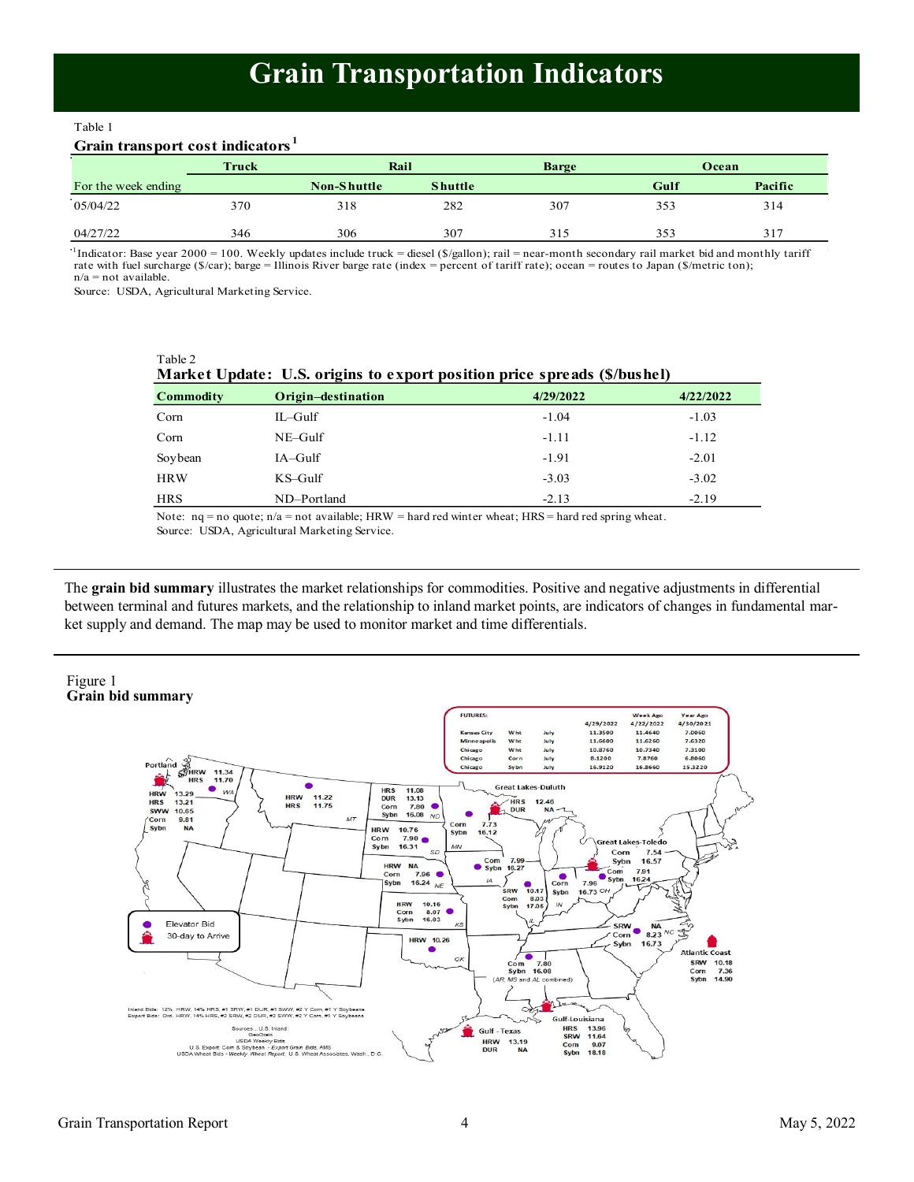# Grain Transportation Indicators

Table 1

**Grain transport cost indicators**[1]

| For the week ending | Truck | Rail Non-Shuttle | Rail Shuttle | Barge | Ocean Gulf | Ocean Pacific |
|---|---|---|---|---|---|---|
| 05/04/22 | 370 | 318 | 282 | 307 | 353 | 314 |
| 04/27/22 | 346 | 306 | 307 | 315 | 353 | 317 |

[1]Indicator: Base year 2000 = 100. Weekly updates include truck = diesel ($/gallon); rail = near-month secondary rail market bid and monthly tariff rate with fuel surcharge ($/car); barge = Illinois River barge rate (index = percent of tariff rate); ocean = routes to Japan ($/metric ton); n/a = not available.

Source: USDA, Agricultural Marketing Service.

Table 2

**Market Update: U.S. origins to export position price spreads ($/bushel)**

| Commodity | Origin–destination | 4/29/2022 | 4/22/2022 |
|---|---|---|---|
| Corn | IL–Gulf | -1.04 | -1.03 |
| Corn | NE–Gulf | -1.11 | -1.12 |
| Soybean | IA–Gulf | -1.91 | -2.01 |
| HRW | KS–Gulf | -3.03 | -3.02 |
| HRS | ND–Portland | -2.13 | -2.19 |

Note: nq = no quote; n/a = not available; HRW = hard red winter wheat; HRS = hard red spring wheat.

Source: USDA, Agricultural Marketing Service.

The **grain bid summary** illustrates the market relationships for commodities. Positive and negative adjustments in differential between terminal and futures markets, and the relationship to inland market points, are indicators of changes in fundamental market supply and demand. The map may be used to monitor market and time differentials.

Figure 1

**Grain bid summary**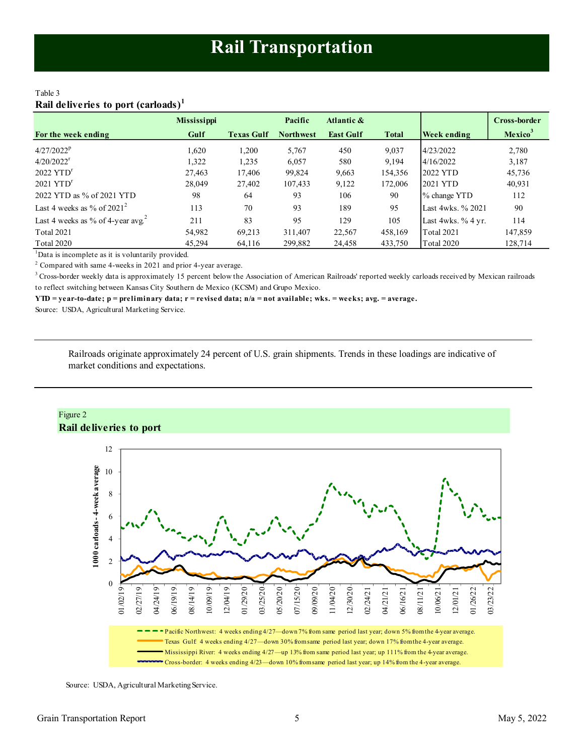# Rail Transportation

Table 3
**Rail deliveries to port (carloads)[1]**

| For the week ending | Mississippi Gulf | Texas Gulf | Pacific Northwest | Atlantic & East Gulf | Total | Week ending | Cross-border Mexico[3] |
|---|---|---|---|---|---|---|---|
| 4/27/2022[p] | 1,620 | 1,200 | 5,767 | 450 | 9,037 | 4/23/2022 | 2,780 |
| 4/20/2022[r] | 1,322 | 1,235 | 6,057 | 580 | 9,194 | 4/16/2022 | 3,187 |
| 2022 YTD[r] | 27,463 | 17,406 | 99,824 | 9,663 | 154,356 | 2022 YTD | 45,736 |
| 2021 YTD[r] | 28,049 | 27,402 | 107,433 | 9,122 | 172,006 | 2021 YTD | 40,931 |
| 2022 YTD as % of 2021 YTD | 98 | 64 | 93 | 106 | 90 | % change YTD | 112 |
| Last 4 weeks as % of 2021[2] | 113 | 70 | 93 | 189 | 95 | Last 4wks. % 2021 | 90 |
| Last 4 weeks as % of 4-year avg.[2] | 211 | 83 | 95 | 129 | 105 | Last 4wks. % 4 yr. | 114 |
| Total 2021 | 54,982 | 69,213 | 311,407 | 22,567 | 458,169 | Total 2021 | 147,859 |
| Total 2020 | 45,294 | 64,116 | 299,882 | 24,458 | 433,750 | Total 2020 | 128,714 |

[1]Data is incomplete as it is voluntarily provided.

[2] Compared with same 4-weeks in 2021 and prior 4-year average.

[3] Cross-border weekly data is approximately 15 percent below the Association of American Railroads' reported weekly carloads received by Mexican railroads to reflect switching between Kansas City Southern de Mexico (KCSM) and Grupo Mexico.

**YTD = year-to-date; p = preliminary data; r = revised data; n/a = not available; wks. = weeks; avg. = average.**

Source: USDA, Agricultural Marketing Service.

Railroads originate approximately 24 percent of U.S. grain shipments. Trends in these loadings are indicative of market conditions and expectations.

Figure 2
**Rail deliveries to port**

- Pacific Northwest: 4 weeks ending 4/27—down 7% from same period last year; down 5% from the 4-year average.
- Texas Gulf: 4 weeks ending 4/27—down 30% from same period last year; down 17% from the 4-year average.
- Mississippi River: 4 weeks ending 4/27—up 13% from same period last year; up 111% from the 4-year average.
- Cross-border: 4 weeks ending 4/23—down 10% from same period last year; up 14% from the 4-year average.

Source: USDA, Agricultural Marketing Service.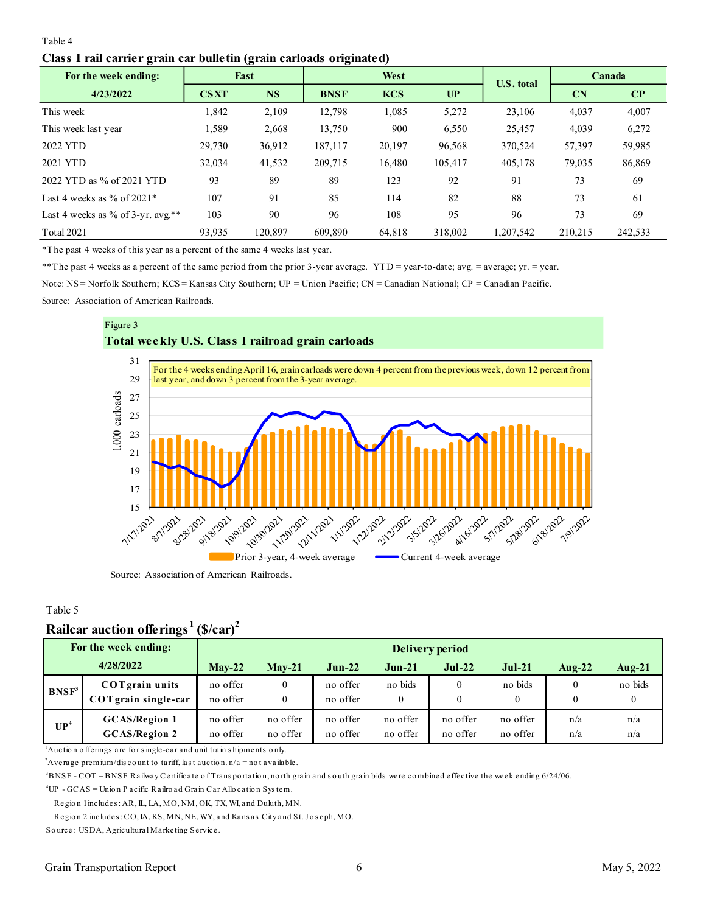Table 4

### Class I rail carrier grain car bulletin (grain carloads originated)

| For the week ending: 4/23/2022 | East | | West | | | U.S. total | Canada | |
|---|---|---|---|---|---|---|---|---|
| | CSXT | NS | BNSF | KCS | UP | | CN | CP |
| This week | 1,842 | 2,109 | 12,798 | 1,085 | 5,272 | 23,106 | 4,037 | 4,007 |
| This week last year | 1,589 | 2,668 | 13,750 | 900 | 6,550 | 25,457 | 4,039 | 6,272 |
| 2022 YTD | 29,730 | 36,912 | 187,117 | 20,197 | 96,568 | 370,524 | 57,397 | 59,985 |
| 2021 YTD | 32,034 | 41,532 | 209,715 | 16,480 | 105,417 | 405,178 | 79,035 | 86,869 |
| 2022 YTD as % of 2021 YTD | 93 | 89 | 89 | 123 | 92 | 91 | 73 | 69 |
| Last 4 weeks as % of 2021* | 107 | 91 | 85 | 114 | 82 | 88 | 73 | 61 |
| Last 4 weeks as % of 3-yr. avg.** | 103 | 90 | 96 | 108 | 95 | 96 | 73 | 69 |
| Total 2021 | 93,935 | 120,897 | 609,890 | 64,818 | 318,002 | 1,207,542 | 210,215 | 242,533 |

*The past 4 weeks of this year as a percent of the same 4 weeks last year.

**The past 4 weeks as a percent of the same period from the prior 3-year average. YTD = year-to-date; avg. = average; yr. = year.

Note: NS = Norfolk Southern; KCS = Kansas City Southern; UP = Union Pacific; CN = Canadian National; CP = Canadian Pacific.

Source: Association of American Railroads.

Figure 3

### Total weekly U.S. Class I railroad grain carloads

For the 4 weeks ending April 16, grain carloads were down 4 percent from the previous week, down 12 percent from last year, and down 3 percent from the 3-year average.

Source: Association of American Railroads.

Table 5

### Railcar auction offerings[1] ($/car)[2]

| For the week ending: 4/28/2022 | | Delivery period | | | | | | | |
|---|---|---|---|---|---|---|---|---|---|
| | | May-22 | May-21 | Jun-22 | Jun-21 | Jul-22 | Jul-21 | Aug-22 | Aug-21 |
| BNSF[3] | COT grain units | no offer | 0 | no offer | no bids | 0 | no bids | 0 | no bids |
| | COT grain single-car | no offer | 0 | no offer | 0 | 0 | 0 | 0 | 0 |
| UP[4] | GCAS/Region 1 | no offer | no offer | no offer | no offer | no offer | no offer | n/a | n/a |
| | GCAS/Region 2 | no offer | no offer | no offer | no offer | no offer | no offer | n/a | n/a |

[1]Auction offerings are for single-car and unit train shipments only.

[2]Average premium/discount to tariff, last auction. n/a = not available.

[3]BNSF - COT = BNSF Railway Certificate of Transportation; north grain and south grain bids were combined effective the week ending 6/24/06.

[4]UP - GCAS = Union Pacific Railroad Grain Car Allocation System.

Region 1 includes: AR, IL, LA, MO, NM, OK, TX, WI, and Duluth, MN.

Region 2 includes: CO, IA, KS, MN, NE, WY, and Kansas City and St. Joseph, MO.

Source: USDA, Agricultural Marketing Service.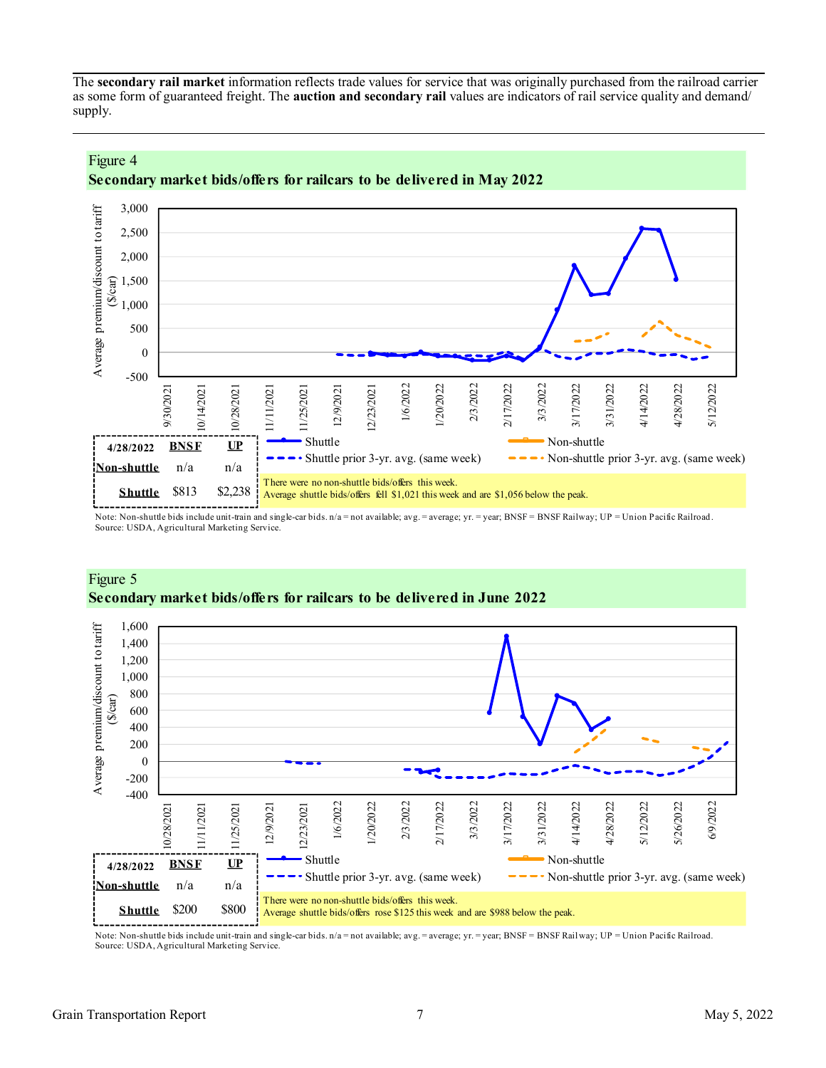The **secondary rail market** information reflects trade values for service that was originally purchased from the railroad carrier as some form of guaranteed freight. The **auction and secondary rail** values are indicators of rail service quality and demand/supply.

Figure 4
**Secondary market bids/offers for railcars to be delivered in May 2022**

| 4/28/2022 | BNSF | UP |
|---|---|---|
| Non-shuttle | n/a | n/a |
| Shuttle | $813 | $2,238 |

There were no non-shuttle bids/offers this week.
Average shuttle bids/offers fell $1,021 this week and are $1,056 below the peak.

Note: Non-shuttle bids include unit-train and single-car bids. n/a = not available; avg. = average; yr. = year; BNSF = BNSF Railway; UP = Union Pacific Railroad.
Source: USDA, Agricultural Marketing Service.

Figure 5
**Secondary market bids/offers for railcars to be delivered in June 2022**

| 4/28/2022 | BNSF | UP |
|---|---|---|
| Non-shuttle | n/a | n/a |
| Shuttle | $200 | $800 |

There were no non-shuttle bids/offers this week.
Average shuttle bids/offers rose $125 this week and are $988 below the peak.

Note: Non-shuttle bids include unit-train and single-car bids. n/a = not available; avg. = average; yr. = year; BNSF = BNSF Railway; UP = Union Pacific Railroad.
Source: USDA, Agricultural Marketing Service.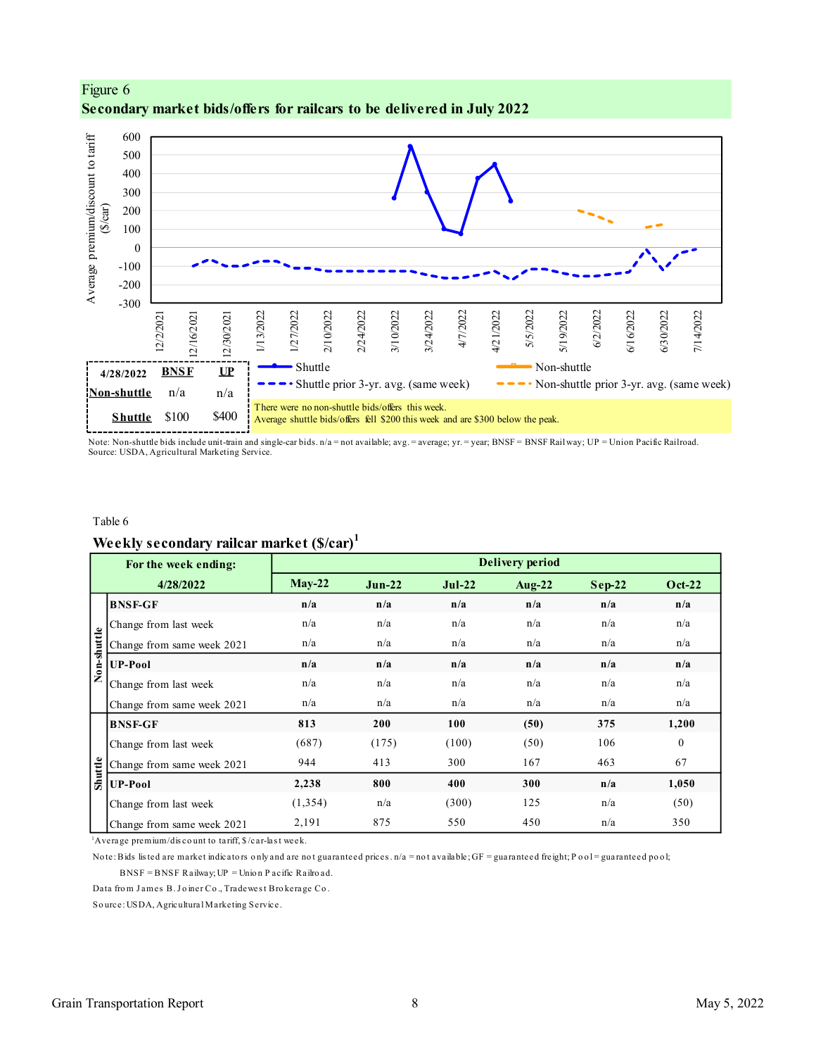Figure 6

**Secondary market bids/offers for railcars to be delivered in July 2022**

| 4/28/2022 | BNSF | UP |
|---|---|---|
| Non-shuttle | n/a | n/a |
| Shuttle | $100 | $400 |

There were no non-shuttle bids/offers this week.
Average shuttle bids/offers fell $200 this week and are $300 below the peak.

Note: Non-shuttle bids include unit-train and single-car bids. n/a = not available; avg. = average; yr. = year; BNSF = BNSF Railway; UP = Union Pacific Railroad.
Source: USDA, Agricultural Marketing Service.

Table 6

**Weekly secondary railcar market ($/car)**[1]

| | For the week ending: 4/28/2022 | May-22 | Jun-22 | Jul-22 | Aug-22 | Sep-22 | Oct-22 |
|---|---|---|---|---|---|---|---|
| Non-shuttle | **BNSF-GF** | **n/a** | **n/a** | **n/a** | **n/a** | **n/a** | **n/a** |
| | Change from last week | n/a | n/a | n/a | n/a | n/a | n/a |
| | Change from same week 2021 | n/a | n/a | n/a | n/a | n/a | n/a |
| | **UP-Pool** | **n/a** | **n/a** | **n/a** | **n/a** | **n/a** | **n/a** |
| | Change from last week | n/a | n/a | n/a | n/a | n/a | n/a |
| | Change from same week 2021 | n/a | n/a | n/a | n/a | n/a | n/a |
| Shuttle | **BNSF-GF** | **813** | **200** | **100** | **(50)** | **375** | **1,200** |
| | Change from last week | (687) | (175) | (100) | (50) | 106 | 0 |
| | Change from same week 2021 | 944 | 413 | 300 | 167 | 463 | 67 |
| | **UP-Pool** | **2,238** | **800** | **400** | **300** | **n/a** | **1,050** |
| | Change from last week | (1,354) | n/a | (300) | 125 | n/a | (50) |
| | Change from same week 2021 | 2,191 | 875 | 550 | 450 | n/a | 350 |

[1]Average premium/discount to tariff, $/car-last week.

Note: Bids listed are market indicators only and are not guaranteed prices. n/a = not available; GF = guaranteed freight; Pool = guaranteed pool; BNSF = BNSF Railway; UP = Union Pacific Railroad.

Data from James B. Joiner Co., Tradewest Brokerage Co.

Source: USDA, Agricultural Marketing Service.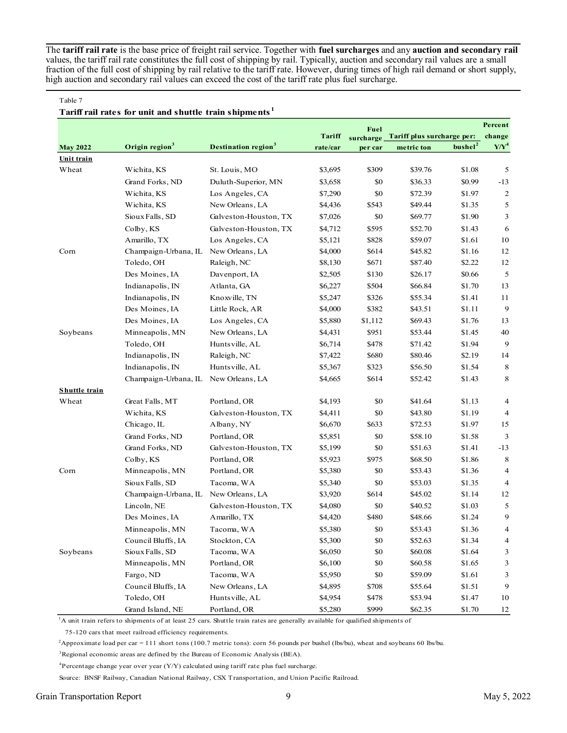The **tariff rail rate** is the base price of freight rail service. Together with **fuel surcharges** and any **auction and secondary rail** values, the tariff rail rate constitutes the full cost of shipping by rail. Typically, auction and secondary rail values are a small fraction of the full cost of shipping by rail relative to the tariff rate. However, during times of high rail demand or short supply, high auction and secondary rail values can exceed the cost of the tariff rate plus fuel surcharge.

Table 7

**Tariff rail rates for unit and shuttle train shipments[1]**

| May 2022 | Origin region[3] | Destination region[3] | Tariff rate/car | Fuel surcharge per car | Tariff plus surcharge per: metric ton | Tariff plus surcharge per: bushel[2] | Percent change Y/Y[4] |
|---|---|---|---|---|---|---|---|
| **Unit train** | | | | | | | |
| Wheat | Wichita, KS | St. Louis, MO | $3,695 | $309 | $39.76 | $1.08 | 5 |
| | Grand Forks, ND | Duluth-Superior, MN | $3,658 | $0 | $36.33 | $0.99 | -13 |
| | Wichita, KS | Los Angeles, CA | $7,290 | $0 | $72.39 | $1.97 | 2 |
| | Wichita, KS | New Orleans, LA | $4,436 | $543 | $49.44 | $1.35 | 5 |
| | Sioux Falls, SD | Galveston-Houston, TX | $7,026 | $0 | $69.77 | $1.90 | 3 |
| | Colby, KS | Galveston-Houston, TX | $4,712 | $595 | $52.70 | $1.43 | 6 |
| | Amarillo, TX | Los Angeles, CA | $5,121 | $828 | $59.07 | $1.61 | 10 |
| Corn | Champaign-Urbana, IL | New Orleans, LA | $4,000 | $614 | $45.82 | $1.16 | 12 |
| | Toledo, OH | Raleigh, NC | $8,130 | $671 | $87.40 | $2.22 | 12 |
| | Des Moines, IA | Davenport, IA | $2,505 | $130 | $26.17 | $0.66 | 5 |
| | Indianapolis, IN | Atlanta, GA | $6,227 | $504 | $66.84 | $1.70 | 13 |
| | Indianapolis, IN | Knoxville, TN | $5,247 | $326 | $55.34 | $1.41 | 11 |
| | Des Moines, IA | Little Rock, AR | $4,000 | $382 | $43.51 | $1.11 | 9 |
| | Des Moines, IA | Los Angeles, CA | $5,880 | $1,112 | $69.43 | $1.76 | 13 |
| Soybeans | Minneapolis, MN | New Orleans, LA | $4,431 | $951 | $53.44 | $1.45 | 40 |
| | Toledo, OH | Huntsville, AL | $6,714 | $478 | $71.42 | $1.94 | 9 |
| | Indianapolis, IN | Raleigh, NC | $7,422 | $680 | $80.46 | $2.19 | 14 |
| | Indianapolis, IN | Huntsville, AL | $5,367 | $323 | $56.50 | $1.54 | 8 |
| | Champaign-Urbana, IL | New Orleans, LA | $4,665 | $614 | $52.42 | $1.43 | 8 |
| **Shuttle train** | | | | | | | |
| Wheat | Great Falls, MT | Portland, OR | $4,193 | $0 | $41.64 | $1.13 | 4 |
| | Wichita, KS | Galveston-Houston, TX | $4,411 | $0 | $43.80 | $1.19 | 4 |
| | Chicago, IL | Albany, NY | $6,670 | $633 | $72.53 | $1.97 | 15 |
| | Grand Forks, ND | Portland, OR | $5,851 | $0 | $58.10 | $1.58 | 3 |
| | Grand Forks, ND | Galveston-Houston, TX | $5,199 | $0 | $51.63 | $1.41 | -13 |
| | Colby, KS | Portland, OR | $5,923 | $975 | $68.50 | $1.86 | 8 |
| Corn | Minneapolis, MN | Portland, OR | $5,380 | $0 | $53.43 | $1.36 | 4 |
| | Sioux Falls, SD | Tacoma, WA | $5,340 | $0 | $53.03 | $1.35 | 4 |
| | Champaign-Urbana, IL | New Orleans, LA | $3,920 | $614 | $45.02 | $1.14 | 12 |
| | Lincoln, NE | Galveston-Houston, TX | $4,080 | $0 | $40.52 | $1.03 | 5 |
| | Des Moines, IA | Amarillo, TX | $4,420 | $480 | $48.66 | $1.24 | 9 |
| | Minneapolis, MN | Tacoma, WA | $5,380 | $0 | $53.43 | $1.36 | 4 |
| | Council Bluffs, IA | Stockton, CA | $5,300 | $0 | $52.63 | $1.34 | 4 |
| Soybeans | Sioux Falls, SD | Tacoma, WA | $6,050 | $0 | $60.08 | $1.64 | 3 |
| | Minneapolis, MN | Portland, OR | $6,100 | $0 | $60.58 | $1.65 | 3 |
| | Fargo, ND | Tacoma, WA | $5,950 | $0 | $59.09 | $1.61 | 3 |
| | Council Bluffs, IA | New Orleans, LA | $4,895 | $708 | $55.64 | $1.51 | 9 |
| | Toledo, OH | Huntsville, AL | $4,954 | $478 | $53.94 | $1.47 | 10 |
| | Grand Island, NE | Portland, OR | $5,280 | $999 | $62.35 | $1.70 | 12 |

[1]A unit train refers to shipments of at least 25 cars. Shuttle train rates are generally available for qualified shipments of 75-120 cars that meet railroad efficiency requirements.

[2]Approximate load per car = 111 short tons (100.7 metric tons): corn 56 pounds per bushel (lbs/bu), wheat and soybeans 60 lbs/bu.

[3]Regional economic areas are defined by the Bureau of Economic Analysis (BEA).

[4]Percentage change year over year (Y/Y) calculated using tariff rate plus fuel surcharge.

Source: BNSF Railway, Canadian National Railway, CSX Transportation, and Union Pacific Railroad.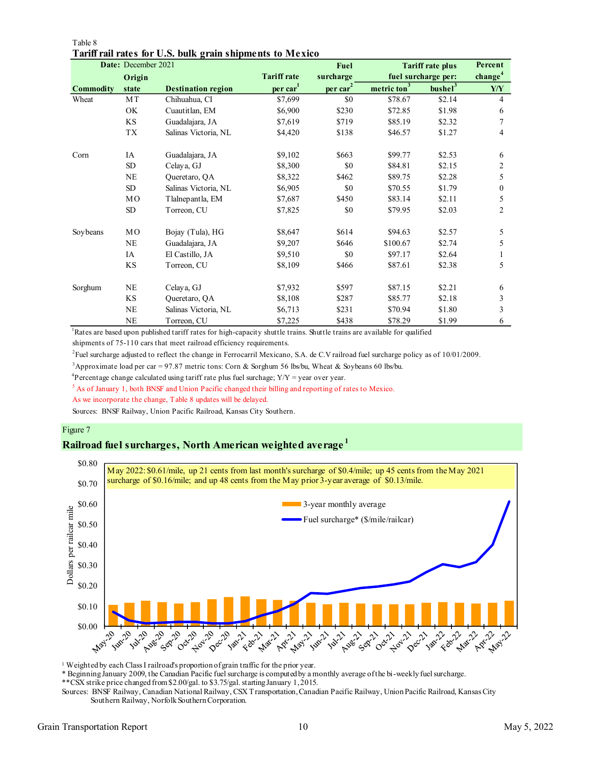Table 8

**Tariff rail rates for U.S. bulk grain shipments to Mexico**

| Date: December 2021 | | | | Fuel | Tariff rate plus fuel surcharge per: | | Percent change[4] |
|---|---|---|---|---|---|---|---|
| Commodity | Origin state | Destination region | Tariff rate per car[1] | surcharge per car[2] | metric ton[3] | bushel[3] | Y/Y |
| Wheat | MT | Chihuahua, CI | $7,699 | $0 | $78.67 | $2.14 | 4 |
| | OK | Cuautitlan, EM | $6,900 | $230 | $72.85 | $1.98 | 6 |
| | KS | Guadalajara, JA | $7,619 | $719 | $85.19 | $2.32 | 7 |
| | TX | Salinas Victoria, NL | $4,420 | $138 | $46.57 | $1.27 | 4 |
| Corn | IA | Guadalajara, JA | $9,102 | $663 | $99.77 | $2.53 | 6 |
| | SD | Celaya, GJ | $8,300 | $0 | $84.81 | $2.15 | 2 |
| | NE | Queretaro, QA | $8,322 | $462 | $89.75 | $2.28 | 5 |
| | SD | Salinas Victoria, NL | $6,905 | $0 | $70.55 | $1.79 | 0 |
| | MO | Tlalnepantla, EM | $7,687 | $450 | $83.14 | $2.11 | 5 |
| | SD | Torreon, CU | $7,825 | $0 | $79.95 | $2.03 | 2 |
| Soybeans | MO | Bojay (Tula), HG | $8,647 | $614 | $94.63 | $2.57 | 5 |
| | NE | Guadalajara, JA | $9,207 | $646 | $100.67 | $2.74 | 5 |
| | IA | El Castillo, JA | $9,510 | $0 | $97.17 | $2.64 | 1 |
| | KS | Torreon, CU | $8,109 | $466 | $87.61 | $2.38 | 5 |
| Sorghum | NE | Celaya, GJ | $7,932 | $597 | $87.15 | $2.21 | 6 |
| | KS | Queretaro, QA | $8,108 | $287 | $85.77 | $2.18 | 3 |
| | NE | Salinas Victoria, NL | $6,713 | $231 | $70.94 | $1.80 | 3 |
| | NE | Torreon, CU | $7,225 | $438 | $78.29 | $1.99 | 6 |

[1]Rates are based upon published tariff rates for high-capacity shuttle trains. Shuttle trains are available for qualified shipments of 75-110 cars that meet railroad efficiency requirements.

[2]Fuel surcharge adjusted to reflect the change in Ferrocarril Mexicano, S.A. de C.V railroad fuel surcharge policy as of 10/01/2009.

[3]Approximate load per car = 97.87 metric tons: Corn & Sorghum 56 lbs/bu, Wheat & Soybeans 60 lbs/bu.

[4]Percentage change calculated using tariff rate plus fuel surchage; Y/Y = year over year.

[5] As of January 1, both BNSF and Union Pacific changed their billing and reporting of rates to Mexico. As we incorporate the change, Table 8 updates will be delayed.

Sources: BNSF Railway, Union Pacific Railroad, Kansas City Southern.

Figure 7

**Railroad fuel surcharges, North American weighted average[1]**

May 2022: $0.61/mile, up 21 cents from last month's surcharge of $0.4/mile; up 45 cents from the May 2021 surcharge of $0.16/mile; and up 48 cents from the May prior 3-year average of $0.13/mile.

[1] Weighted by each Class I railroad's proportion of grain traffic for the prior year.
* Beginning January 2009, the Canadian Pacific fuel surcharge is computed by a monthly average of the bi-weekly fuel surcharge.
**CSX strike price changed from $2.00/gal. to $3.75/gal. starting January 1, 2015.
Sources: BNSF Railway, Canadian National Railway, CSX Transportation, Canadian Pacific Railway, Union Pacific Railroad, Kansas City Southern Railway, Norfolk Southern Corporation.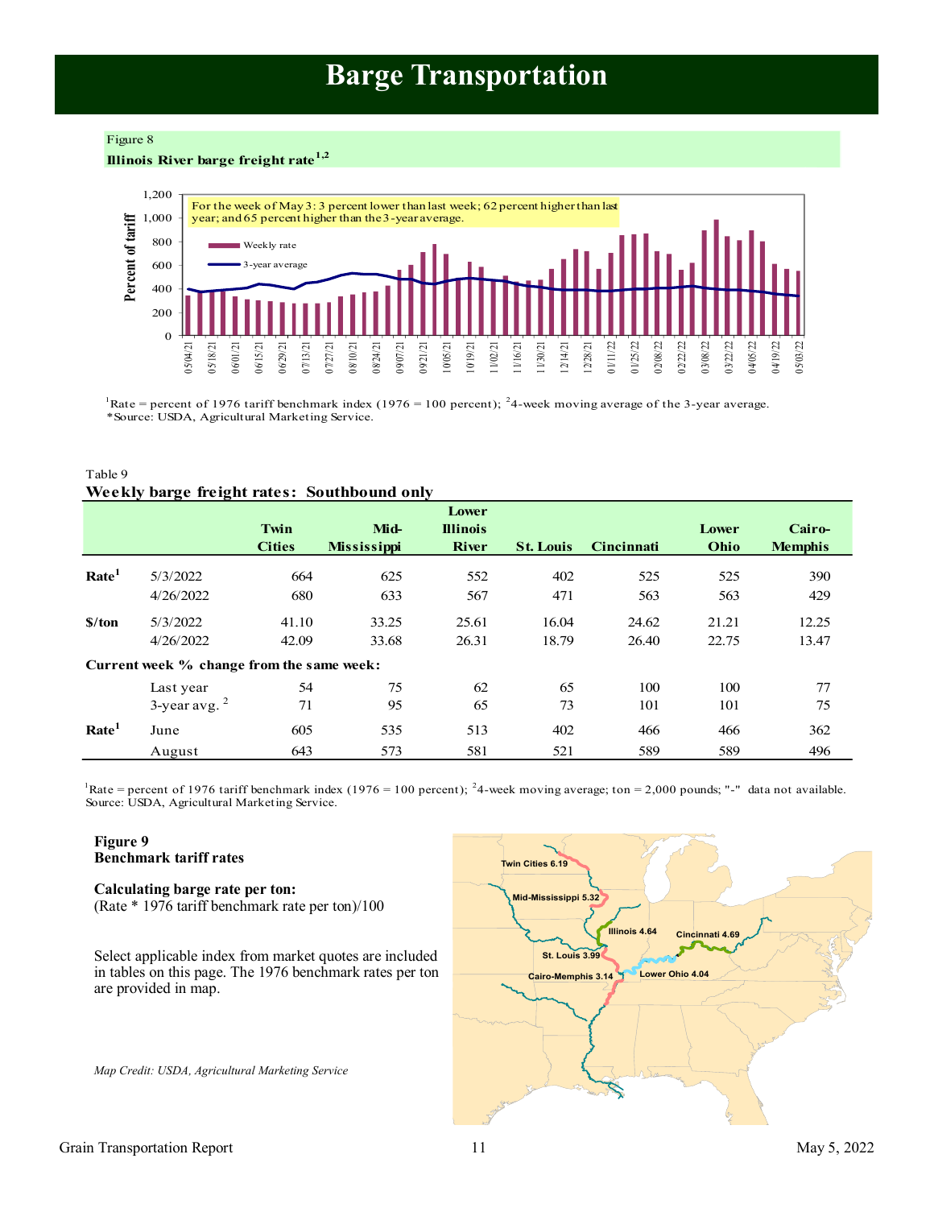# Barge Transportation

Figure 8

**Illinois River barge freight rate**[1,2]

For the week of May 3: 3 percent lower than last week; 62 percent higher than last year; and 65 percent higher than the 3-year average.

[1]Rate = percent of 1976 tariff benchmark index (1976 = 100 percent); [2]4-week moving average of the 3-year average.
*Source: USDA, Agricultural Marketing Service.

Table 9

**Weekly barge freight rates: Southbound only**

| | | Twin Cities | Mid-Mississippi | Lower Illinois River | St. Louis | Cincinnati | Lower Ohio | Cairo-Memphis |
|---|---|---|---|---|---|---|---|---|
| **Rate**[1] | 5/3/2022 | 664 | 625 | 552 | 402 | 525 | 525 | 390 |
| | 4/26/2022 | 680 | 633 | 567 | 471 | 563 | 563 | 429 |
| **$/ton** | 5/3/2022 | 41.10 | 33.25 | 25.61 | 16.04 | 24.62 | 21.21 | 12.25 |
| | 4/26/2022 | 42.09 | 33.68 | 26.31 | 18.79 | 26.40 | 22.75 | 13.47 |
| **Current week % change from the same week:** | | | | | | | | |
| | Last year | 54 | 75 | 62 | 65 | 100 | 100 | 77 |
| | 3-year avg. [2] | 71 | 95 | 65 | 73 | 101 | 101 | 75 |
| **Rate**[1] | June | 605 | 535 | 513 | 402 | 466 | 466 | 362 |
| | August | 643 | 573 | 581 | 521 | 589 | 589 | 496 |

[1]Rate = percent of 1976 tariff benchmark index (1976 = 100 percent); [2]4-week moving average; ton = 2,000 pounds; "-" data not available.
Source: USDA, Agricultural Marketing Service.

**Figure 9**
**Benchmark tariff rates**

**Calculating barge rate per ton:**
(Rate * 1976 tariff benchmark rate per ton)/100

Select applicable index from market quotes are included in tables on this page. The 1976 benchmark rates per ton are provided in map.

Twin Cities 6.19; Mid-Mississippi 5.32; Illinois 4.64; Cincinnati 4.69; St. Louis 3.99; Cairo-Memphis 3.14; Lower Ohio 4.04

*Map Credit: USDA, Agricultural Marketing Service*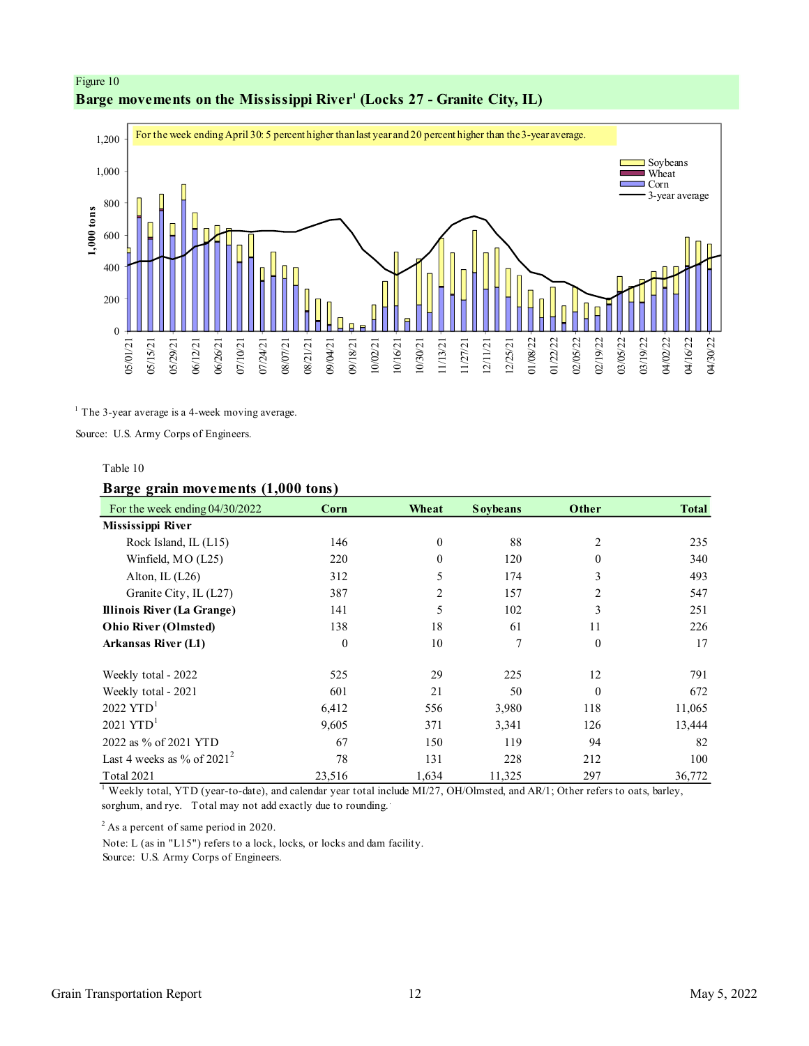Figure 10

## Barge movements on the Mississippi River[1] (Locks 27 - Granite City, IL)

For the week ending April 30: 5 percent higher than last year and 20 percent higher than the 3-year average.

[1] The 3-year average is a 4-week moving average.

Source: U.S. Army Corps of Engineers.

Table 10

## Barge grain movements (1,000 tons)

| For the week ending 04/30/2022 | Corn | Wheat | Soybeans | Other | Total |
|---|---|---|---|---|---|
| **Mississippi River** | | | | | |
| Rock Island, IL (L15) | 146 | 0 | 88 | 2 | 235 |
| Winfield, MO (L25) | 220 | 0 | 120 | 0 | 340 |
| Alton, IL (L26) | 312 | 5 | 174 | 3 | 493 |
| Granite City, IL (L27) | 387 | 2 | 157 | 2 | 547 |
| **Illinois River (La Grange)** | 141 | 5 | 102 | 3 | 251 |
| **Ohio River (Olmsted)** | 138 | 18 | 61 | 11 | 226 |
| **Arkansas River (L1)** | 0 | 10 | 7 | 0 | 17 |
| | | | | | |
| Weekly total - 2022 | 525 | 29 | 225 | 12 | 791 |
| Weekly total - 2021 | 601 | 21 | 50 | 0 | 672 |
| 2022 YTD[1] | 6,412 | 556 | 3,980 | 118 | 11,065 |
| 2021 YTD[1] | 9,605 | 371 | 3,341 | 126 | 13,444 |
| 2022 as % of 2021 YTD | 67 | 150 | 119 | 94 | 82 |
| Last 4 weeks as % of 2021[2] | 78 | 131 | 228 | 212 | 100 |
| Total 2021 | 23,516 | 1,634 | 11,325 | 297 | 36,772 |

[1] Weekly total, YTD (year-to-date), and calendar year total include MI/27, OH/Olmsted, and AR/1; Other refers to oats, barley, sorghum, and rye. Total may not add exactly due to rounding.

[2] As a percent of same period in 2020.

Note: L (as in "L15") refers to a lock, locks, or locks and dam facility.

Source: U.S. Army Corps of Engineers.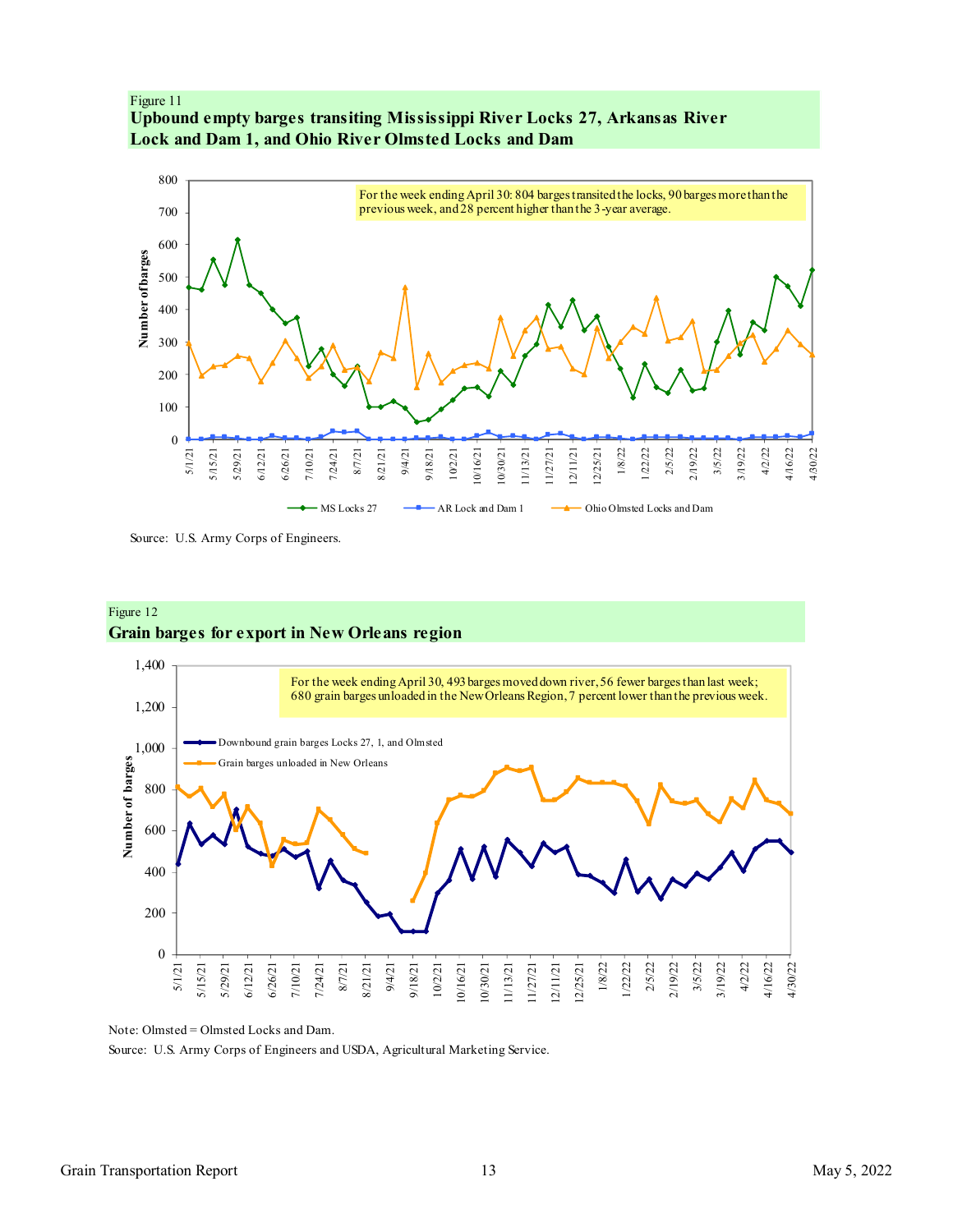Figure 11

**Upbound empty barges transiting Mississippi River Locks 27, Arkansas River Lock and Dam 1, and Ohio River Olmsted Locks and Dam**

For the week ending April 30: 804 barges transited the locks, 90 barges more than the previous week, and 28 percent higher than the 3-year average.

Source: U.S. Army Corps of Engineers.

Figure 12

**Grain barges for export in New Orleans region**

For the week ending April 30, 493 barges moved down river, 56 fewer barges than last week; 680 grain barges unloaded in the New Orleans Region, 7 percent lower than the previous week.

Note: Olmsted = Olmsted Locks and Dam.

Source: U.S. Army Corps of Engineers and USDA, Agricultural Marketing Service.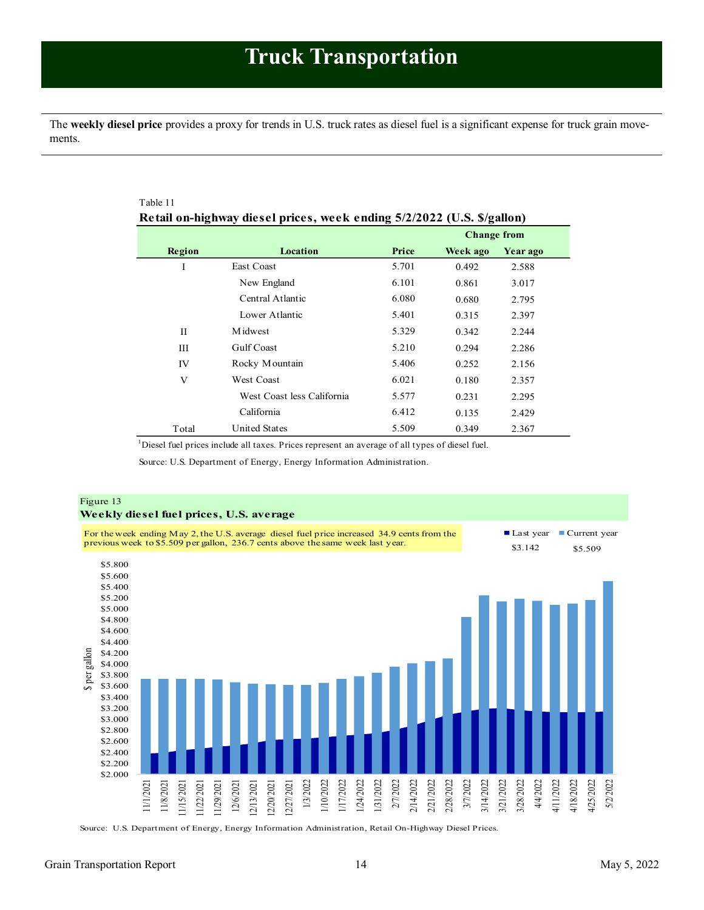# Truck Transportation

The **weekly diesel price** provides a proxy for trends in U.S. truck rates as diesel fuel is a significant expense for truck grain movements.

Table 11

**Retail on-highway diesel prices, week ending 5/2/2022 (U.S. $/gallon)**

| Region | Location | Price | Change from Week ago | Change from Year ago |
|---|---|---|---|---|
| I | East Coast | 5.701 | 0.492 | 2.588 |
| | New England | 6.101 | 0.861 | 3.017 |
| | Central Atlantic | 6.080 | 0.680 | 2.795 |
| | Lower Atlantic | 5.401 | 0.315 | 2.397 |
| II | Midwest | 5.329 | 0.342 | 2.244 |
| III | Gulf Coast | 5.210 | 0.294 | 2.286 |
| IV | Rocky Mountain | 5.406 | 0.252 | 2.156 |
| V | West Coast | 6.021 | 0.180 | 2.357 |
| | West Coast less California | 5.577 | 0.231 | 2.295 |
| | California | 6.412 | 0.135 | 2.429 |
| Total | United States | 5.509 | 0.349 | 2.367 |

[1]Diesel fuel prices include all taxes. Prices represent an average of all types of diesel fuel.

Source: U.S. Department of Energy, Energy Information Administration.

Figure 13

**Weekly diesel fuel prices, U.S. average**

For the week ending May 2, the U.S. average diesel fuel price increased 34.9 cents from the previous week to $5.509 per gallon, 236.7 cents above the same week last year.

Last year $3.142 | Current year $5.509

Source: U.S. Department of Energy, Energy Information Administration, Retail On-Highway Diesel Prices.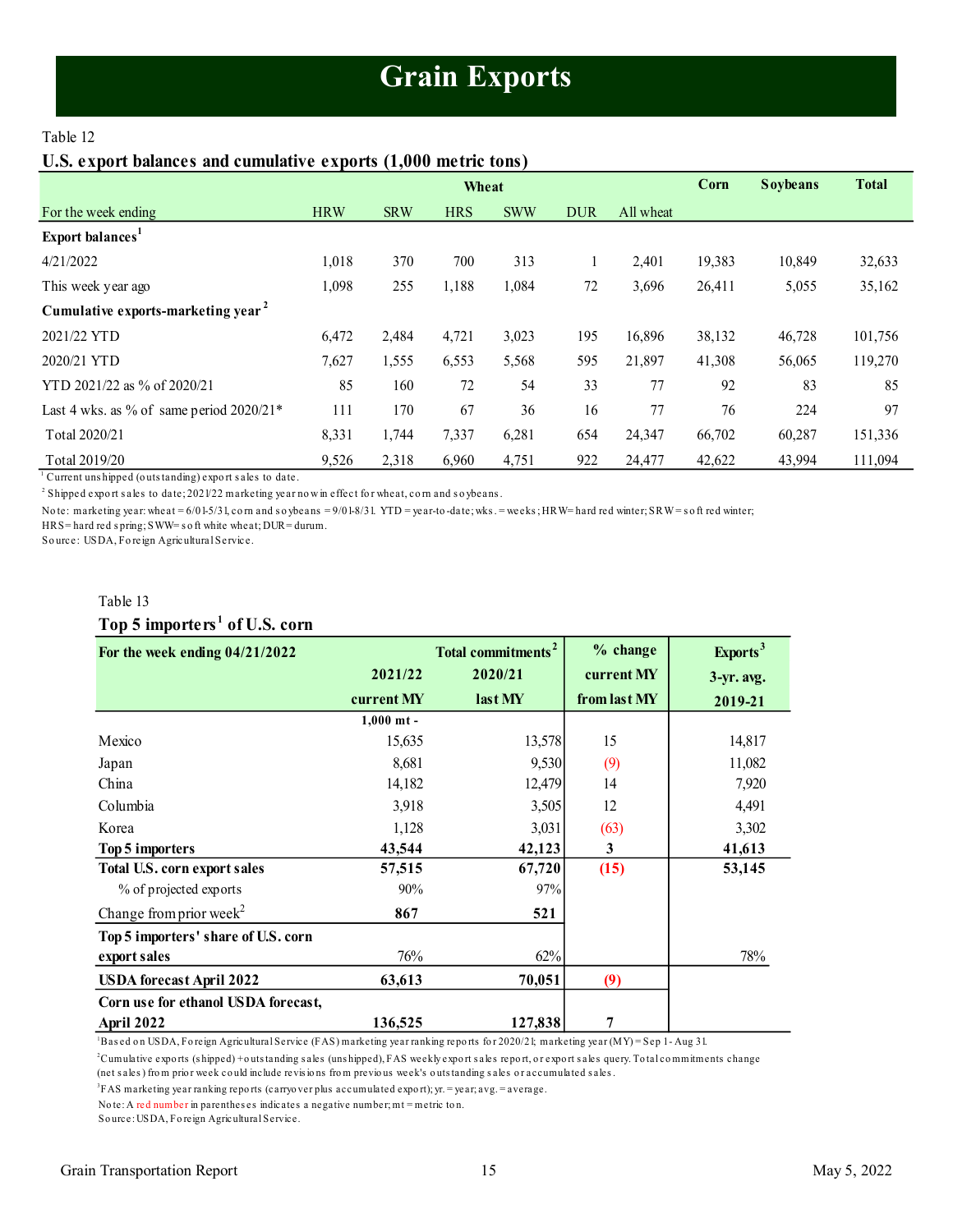# Grain Exports

Table 12

## U.S. export balances and cumulative exports (1,000 metric tons)

| | Wheat | | | | | | Corn | Soybeans | Total |
|---|---|---|---|---|---|---|---|---|---|
| For the week ending | HRW | SRW | HRS | SWW | DUR | All wheat | | | |
| **Export balances**[1] | | | | | | | | | |
| 4/21/2022 | 1,018 | 370 | 700 | 313 | 1 | 2,401 | 19,383 | 10,849 | 32,633 |
| This week year ago | 1,098 | 255 | 1,188 | 1,084 | 72 | 3,696 | 26,411 | 5,055 | 35,162 |
| **Cumulative exports-marketing year**[2] | | | | | | | | | |
| 2021/22 YTD | 6,472 | 2,484 | 4,721 | 3,023 | 195 | 16,896 | 38,132 | 46,728 | 101,756 |
| 2020/21 YTD | 7,627 | 1,555 | 6,553 | 5,568 | 595 | 21,897 | 41,308 | 56,065 | 119,270 |
| YTD 2021/22 as % of 2020/21 | 85 | 160 | 72 | 54 | 33 | 77 | 92 | 83 | 85 |
| Last 4 wks. as % of same period 2020/21* | 111 | 170 | 67 | 36 | 16 | 77 | 76 | 224 | 97 |
| Total 2020/21 | 8,331 | 1,744 | 7,337 | 6,281 | 654 | 24,347 | 66,702 | 60,287 | 151,336 |
| Total 2019/20 | 9,526 | 2,318 | 6,960 | 4,751 | 922 | 24,477 | 42,622 | 43,994 | 111,094 |

[1] Current unshipped (outstanding) export sales to date.

[2] Shipped export sales to date; 2021/22 marketing year now in effect for wheat, corn and soybeans.

Note: marketing year: wheat = 6/01-5/31, corn and soybeans = 9/01-8/31. YTD = year-to-date; wks. = weeks; HRW= hard red winter; SRW = soft red winter; HRS= hard red spring; SWW= soft white wheat; DUR= durum.

Source: USDA, Foreign Agricultural Service.

Table 13

## Top 5 importers[1] of U.S. corn

| For the week ending 04/21/2022 | Total commitments[2] 2021/22 current MY | 2020/21 last MY | % change current MY from last MY | Exports[3] 3-yr. avg. 2019-21 |
|---|---|---|---|---|
| | 1,000 mt - | | | |
| Mexico | 15,635 | 13,578 | 15 | 14,817 |
| Japan | 8,681 | 9,530 | (9) | 11,082 |
| China | 14,182 | 12,479 | 14 | 7,920 |
| Columbia | 3,918 | 3,505 | 12 | 4,491 |
| Korea | 1,128 | 3,031 | (63) | 3,302 |
| **Top 5 importers** | **43,544** | **42,123** | **3** | **41,613** |
| **Total U.S. corn export sales** | **57,515** | **67,720** | **(15)** | **53,145** |
| % of projected exports | 90% | 97% | | |
| Change from prior week[2] | **867** | **521** | | |
| **Top 5 importers' share of U.S. corn export sales** | 76% | 62% | | 78% |
| **USDA forecast April 2022** | **63,613** | **70,051** | **(9)** | |
| **Corn use for ethanol USDA forecast, April 2022** | **136,525** | **127,838** | **7** | |

[1] Based on USDA, Foreign Agricultural Service (FAS) marketing year ranking reports for 2020/21; marketing year (MY) = Sep 1 - Aug 31.

[2] Cumulative exports (shipped) + outstanding sales (unshipped), FAS weekly export sales report, or export sales query. Total commitments change (net sales) from prior week could include revisions from previous week's outstanding sales or accumulated sales.

[3] FAS marketing year ranking reports (carryover plus accumulated export); yr. = year; avg. = average.

Note: A red number in parentheses indicates a negative number; mt = metric ton.

Source: USDA, Foreign Agricultural Service.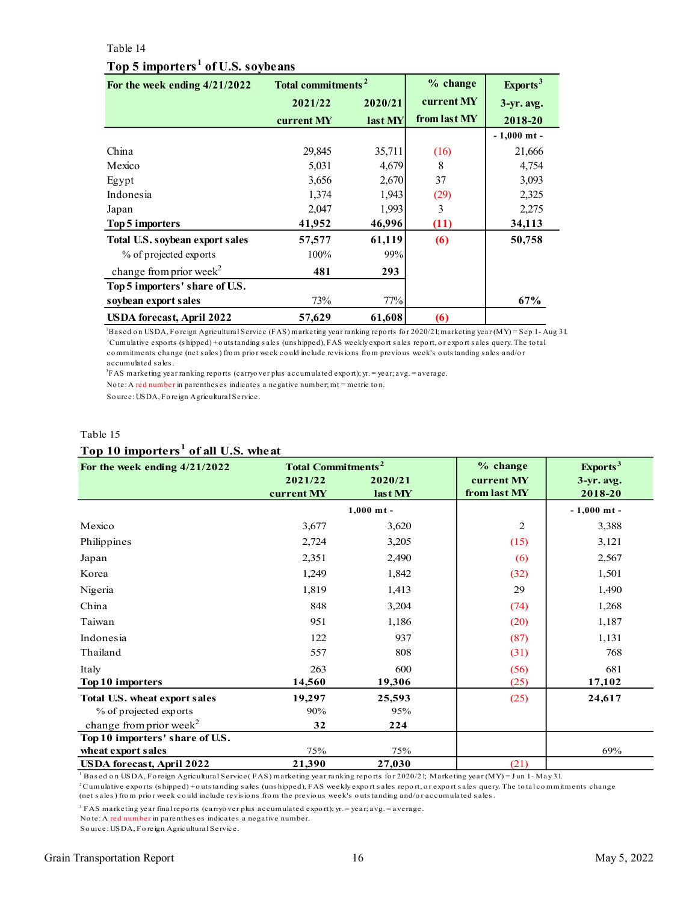Table 14

## Top 5 importers[1] of U.S. soybeans

| For the week ending 4/21/2022 | Total commitments[2] | | % change | Exports[3] |
|---|---|---|---|---|
| | 2021/22 | 2020/21 | current MY | 3-yr. avg. |
| | current MY | last MY | from last MY | 2018-20 |
| | | | | - 1,000 mt - |
| China | 29,845 | 35,711 | (16) | 21,666 |
| Mexico | 5,031 | 4,679 | 8 | 4,754 |
| Egypt | 3,656 | 2,670 | 37 | 3,093 |
| Indonesia | 1,374 | 1,943 | (29) | 2,325 |
| Japan | 2,047 | 1,993 | 3 | 2,275 |
| **Top 5 importers** | **41,952** | **46,996** | **(11)** | **34,113** |
| **Total U.S. soybean export sales** | **57,577** | **61,119** | **(6)** | **50,758** |
| % of projected exports | 100% | 99% | | |
| change from prior week[2] | **481** | **293** | | |
| **Top 5 importers' share of U.S. soybean export sales** | 73% | 77% | | **67%** |
| **USDA forecast, April 2022** | **57,629** | **61,608** | **(6)** | |

[1]Based on USDA, Foreign Agricultural Service (FAS) marketing year ranking reports for 2020/21; marketing year (MY) = Sep 1 - Aug 31.
[2]Cumulative exports (shipped) + outstanding sales (unshipped), FAS weekly export sales report, or export sales query. The total commitments change (net sales) from prior week could include revisions from previous week's outstanding sales and/or accumulated sales.
[3]FAS marketing year ranking reports (carryover plus accumulated export); yr. = year; avg. = average.
Note: A red number in parentheses indicates a negative number; mt = metric ton.
Source: USDA, Foreign Agricultural Service.

Table 15

## Top 10 importers[1] of all U.S. wheat

| For the week ending 4/21/2022 | Total Commitments[2] | | % change | Exports[3] |
|---|---|---|---|---|
| | 2021/22 | 2020/21 | current MY | 3-yr. avg. |
| | current MY | last MY | from last MY | 2018-20 |
| | 1,000 mt - | | | - 1,000 mt - |
| Mexico | 3,677 | 3,620 | 2 | 3,388 |
| Philippines | 2,724 | 3,205 | (15) | 3,121 |
| Japan | 2,351 | 2,490 | (6) | 2,567 |
| Korea | 1,249 | 1,842 | (32) | 1,501 |
| Nigeria | 1,819 | 1,413 | 29 | 1,490 |
| China | 848 | 3,204 | (74) | 1,268 |
| Taiwan | 951 | 1,186 | (20) | 1,187 |
| Indonesia | 122 | 937 | (87) | 1,131 |
| Thailand | 557 | 808 | (31) | 768 |
| Italy | 263 | 600 | (56) | 681 |
| **Top 10 importers** | **14,560** | **19,306** | (25) | **17,102** |
| **Total U.S. wheat export sales** | **19,297** | **25,593** | (25) | **24,617** |
| % of projected exports | 90% | 95% | | |
| change from prior week[2] | **32** | **224** | | |
| **Top 10 importers' share of U.S. wheat export sales** | 75% | 75% | | 69% |
| **USDA forecast, April 2022** | **21,390** | **27,030** | (21) | |

[1] Based on USDA, Foreign Agricultural Service (FAS) marketing year ranking reports for 2020/21; Marketing year (MY) = Jun 1 - May 31.
[2] Cumulative exports (shipped) + outstanding sales (unshipped), FAS weekly export sales report, or export sales query. The total commitments change (net sales) from prior week could include revisions from the previous week's outstanding sales and/or accumulated sales.
[3] FAS marketing year final reports (carryover plus accumulated export); yr. = year; avg. = average.
Note: A red number in parentheses indicates a negative number.
Source: USDA, Foreign Agricultural Service.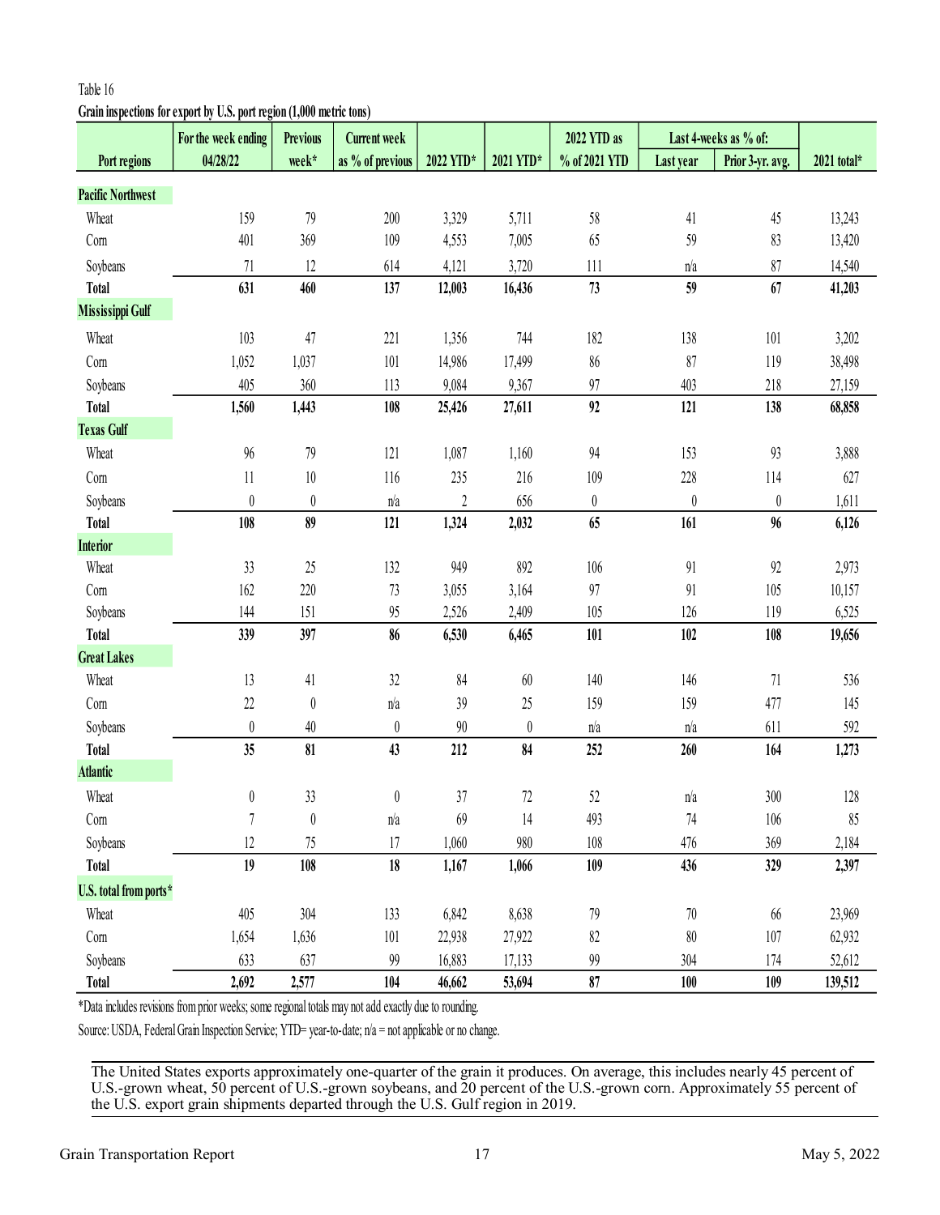Table 16

**Grain inspections for export by U.S. port region (1,000 metric tons)**

| Port regions | For the week ending 04/28/22 | Previous week* | Current week as % of previous | 2022 YTD* | 2021 YTD* | 2022 YTD as % of 2021 YTD | Last 4-weeks as % of: Last year | Prior 3-yr. avg. | 2021 total* |
|---|---|---|---|---|---|---|---|---|---|
| **Pacific Northwest** | | | | | | | | | |
| Wheat | 159 | 79 | 200 | 3,329 | 5,711 | 58 | 41 | 45 | 13,243 |
| Corn | 401 | 369 | 109 | 4,553 | 7,005 | 65 | 59 | 83 | 13,420 |
| Soybeans | 71 | 12 | 614 | 4,121 | 3,720 | 111 | n/a | 87 | 14,540 |
| **Total** | **631** | **460** | **137** | **12,003** | **16,436** | **73** | **59** | **67** | **41,203** |
| **Mississippi Gulf** | | | | | | | | | |
| Wheat | 103 | 47 | 221 | 1,356 | 744 | 182 | 138 | 101 | 3,202 |
| Corn | 1,052 | 1,037 | 101 | 14,986 | 17,499 | 86 | 87 | 119 | 38,498 |
| Soybeans | 405 | 360 | 113 | 9,084 | 9,367 | 97 | 403 | 218 | 27,159 |
| **Total** | **1,560** | **1,443** | **108** | **25,426** | **27,611** | **92** | **121** | **138** | **68,858** |
| **Texas Gulf** | | | | | | | | | |
| Wheat | 96 | 79 | 121 | 1,087 | 1,160 | 94 | 153 | 93 | 3,888 |
| Corn | 11 | 10 | 116 | 235 | 216 | 109 | 228 | 114 | 627 |
| Soybeans | 0 | 0 | n/a | 2 | 656 | 0 | 0 | 0 | 1,611 |
| **Total** | **108** | **89** | **121** | **1,324** | **2,032** | **65** | **161** | **96** | **6,126** |
| **Interior** | | | | | | | | | |
| Wheat | 33 | 25 | 132 | 949 | 892 | 106 | 91 | 92 | 2,973 |
| Corn | 162 | 220 | 73 | 3,055 | 3,164 | 97 | 91 | 105 | 10,157 |
| Soybeans | 144 | 151 | 95 | 2,526 | 2,409 | 105 | 126 | 119 | 6,525 |
| **Total** | **339** | **397** | **86** | **6,530** | **6,465** | **101** | **102** | **108** | **19,656** |
| **Great Lakes** | | | | | | | | | |
| Wheat | 13 | 41 | 32 | 84 | 60 | 140 | 146 | 71 | 536 |
| Corn | 22 | 0 | n/a | 39 | 25 | 159 | 159 | 477 | 145 |
| Soybeans | 0 | 40 | 0 | 90 | 0 | n/a | n/a | 611 | 592 |
| **Total** | **35** | **81** | **43** | **212** | **84** | **252** | **260** | **164** | **1,273** |
| **Atlantic** | | | | | | | | | |
| Wheat | 0 | 33 | 0 | 37 | 72 | 52 | n/a | 300 | 128 |
| Corn | 7 | 0 | n/a | 69 | 14 | 493 | 74 | 106 | 85 |
| Soybeans | 12 | 75 | 17 | 1,060 | 980 | 108 | 476 | 369 | 2,184 |
| **Total** | **19** | **108** | **18** | **1,167** | **1,066** | **109** | **436** | **329** | **2,397** |
| **U.S. total from ports*** | | | | | | | | | |
| Wheat | 405 | 304 | 133 | 6,842 | 8,638 | 79 | 70 | 66 | 23,969 |
| Corn | 1,654 | 1,636 | 101 | 22,938 | 27,922 | 82 | 80 | 107 | 62,932 |
| Soybeans | 633 | 637 | 99 | 16,883 | 17,133 | 99 | 304 | 174 | 52,612 |
| **Total** | **2,692** | **2,577** | **104** | **46,662** | **53,694** | **87** | **100** | **109** | **139,512** |

*Data includes revisions from prior weeks; some regional totals may not add exactly due to rounding.

Source: USDA, Federal Grain Inspection Service; YTD= year-to-date; n/a = not applicable or no change.

The United States exports approximately one-quarter of the grain it produces. On average, this includes nearly 45 percent of U.S.-grown wheat, 50 percent of U.S.-grown soybeans, and 20 percent of the U.S.-grown corn. Approximately 55 percent of the U.S. export grain shipments departed through the U.S. Gulf region in 2019.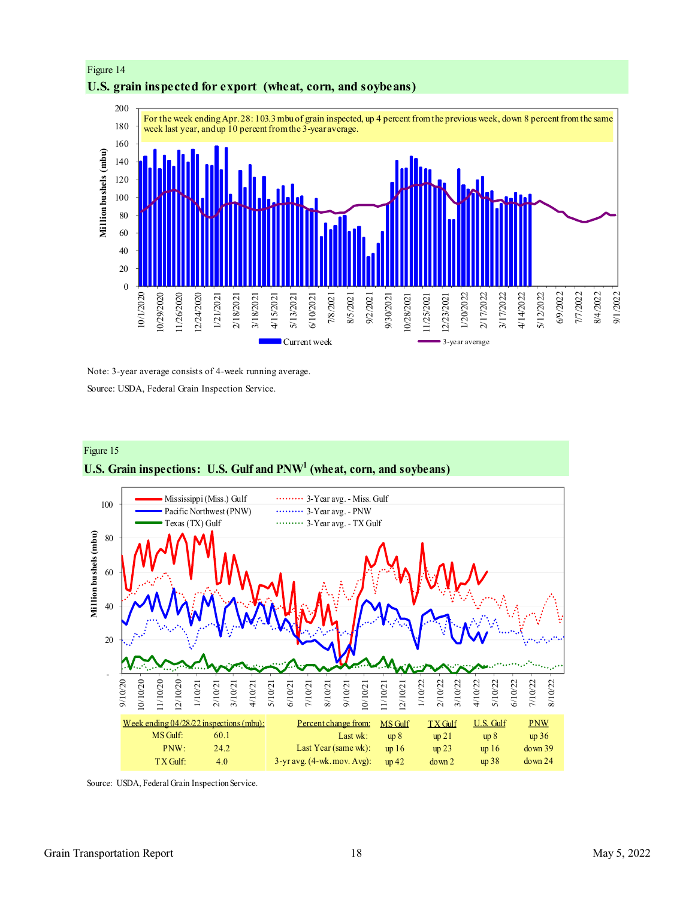Figure 14

**U.S. grain inspected for export (wheat, corn, and soybeans)**

For the week ending Apr. 28: 103.3 mbu of grain inspected, up 4 percent from the previous week, down 8 percent from the same week last year, and up 10 percent from the 3-year average.

Note: 3-year average consists of 4-week running average.

Source: USDA, Federal Grain Inspection Service.

Figure 15

**U.S. Grain inspections: U.S. Gulf and PNW[1] (wheat, corn, and soybeans)**

| Week ending 04/28/22 inspections (mbu): | | Percent change from: | MS Gulf | TX Gulf | U.S. Gulf | PNW |
|---|---|---|---|---|---|---|
| MS Gulf: | 60.1 | Last wk: | up 8 | up 21 | up 8 | up 36 |
| PNW: | 24.2 | Last Year (same wk): | up 16 | up 23 | up 16 | down 39 |
| TX Gulf: | 4.0 | 3-yr avg. (4-wk. mov. Avg): | up 42 | down 2 | up 38 | down 24 |

Source: USDA, Federal Grain Inspection Service.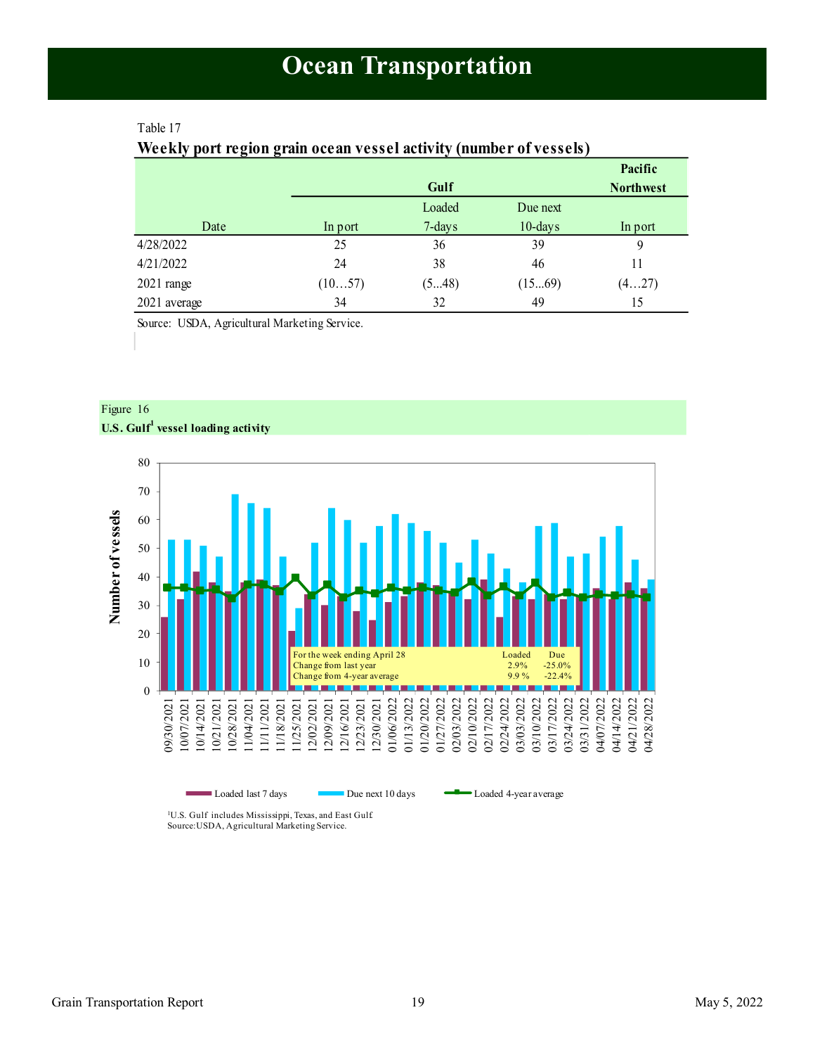# Ocean Transportation

Table 17

**Weekly port region grain ocean vessel activity (number of vessels)**

| | Gulf | | | Pacific Northwest |
|---|---|---|---|---|
| Date | In port | Loaded 7-days | Due next 10-days | In port |
| 4/28/2022 | 25 | 36 | 39 | 9 |
| 4/21/2022 | 24 | 38 | 46 | 11 |
| 2021 range | (10…57) | (5...48) | (15...69) | (4…27) |
| 2021 average | 34 | 32 | 49 | 15 |

Source: USDA, Agricultural Marketing Service.

Figure 16

**U.S. Gulf[1] vessel loading activity**

| For the week ending April 28 | Loaded | Due |
|---|---|---|
| Change from last year | 2.9% | -25.0% |
| Change from 4-year average | 9.9 % | -22.4% |

Legend: Loaded last 7 days; Due next 10 days; Loaded 4-year average

[1]U.S. Gulf includes Mississippi, Texas, and East Gulf.
Source: USDA, Agricultural Marketing Service.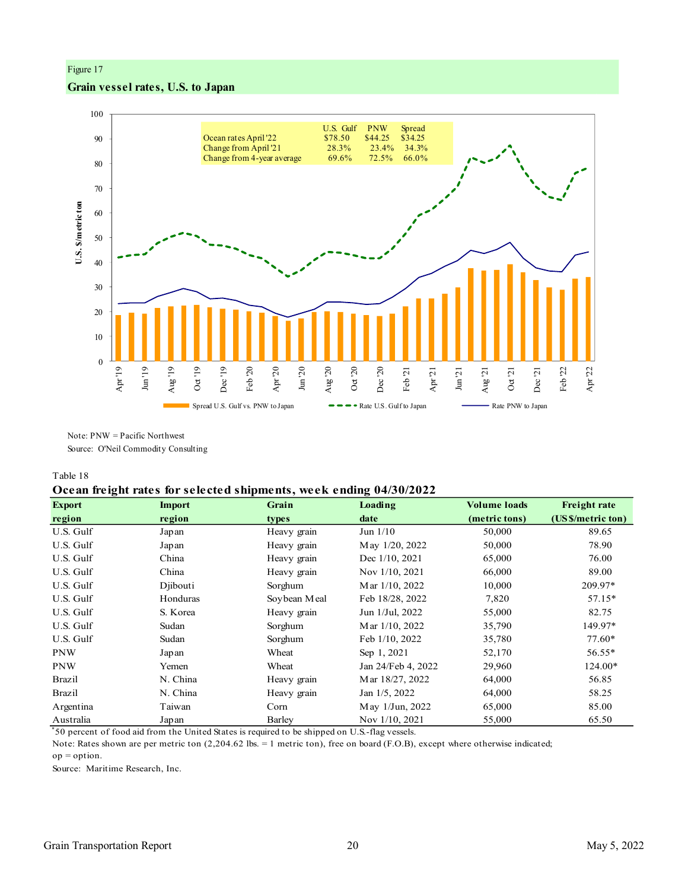Figure 17

**Grain vessel rates, U.S. to Japan**

| | U.S. Gulf | PNW | Spread |
|---|---|---|---|
| Ocean rates April '22 | $78.50 | $44.25 | $34.25 |
| Change from April '21 | 28.3% | 23.4% | 34.3% |
| Change from 4-year average | 69.6% | 72.5% | 66.0% |

Legend: Spread U.S. Gulf vs. PNW to Japan; Rate U.S. Gulf to Japan; Rate PNW to Japan

Y-axis: U.S. $/metric ton

Note: PNW = Pacific Northwest

Source: O'Neil Commodity Consulting

Table 18

**Ocean freight rates for selected shipments, week ending 04/30/2022**

| Export region | Import region | Grain types | Loading date | Volume loads (metric tons) | Freight rate (US$/metric ton) |
|---|---|---|---|---|---|
| U.S. Gulf | Japan | Heavy grain | Jun 1/10 | 50,000 | 89.65 |
| U.S. Gulf | Japan | Heavy grain | May 1/20, 2022 | 50,000 | 78.90 |
| U.S. Gulf | China | Heavy grain | Dec 1/10, 2021 | 65,000 | 76.00 |
| U.S. Gulf | China | Heavy grain | Nov 1/10, 2021 | 66,000 | 89.00 |
| U.S. Gulf | Djibouti | Sorghum | Mar 1/10, 2022 | 10,000 | 209.97* |
| U.S. Gulf | Honduras | Soybean Meal | Feb 18/28, 2022 | 7,820 | 57.15* |
| U.S. Gulf | S. Korea | Heavy grain | Jun 1/Jul, 2022 | 55,000 | 82.75 |
| U.S. Gulf | Sudan | Sorghum | Mar 1/10, 2022 | 35,790 | 149.97* |
| U.S. Gulf | Sudan | Sorghum | Feb 1/10, 2022 | 35,780 | 77.60* |
| PNW | Japan | Wheat | Sep 1, 2021 | 52,170 | 56.55* |
| PNW | Yemen | Wheat | Jan 24/Feb 4, 2022 | 29,960 | 124.00* |
| Brazil | N. China | Heavy grain | Mar 18/27, 2022 | 64,000 | 56.85 |
| Brazil | N. China | Heavy grain | Jan 1/5, 2022 | 64,000 | 58.25 |
| Argentina | Taiwan | Corn | May 1/Jun, 2022 | 65,000 | 85.00 |
| Australia | Japan | Barley | Nov 1/10, 2021 | 55,000 | 65.50 |

*50 percent of food aid from the United States is required to be shipped on U.S.-flag vessels.

Note: Rates shown are per metric ton (2,204.62 lbs. = 1 metric ton), free on board (F.O.B), except where otherwise indicated; op = option.

Source: Maritime Research, Inc.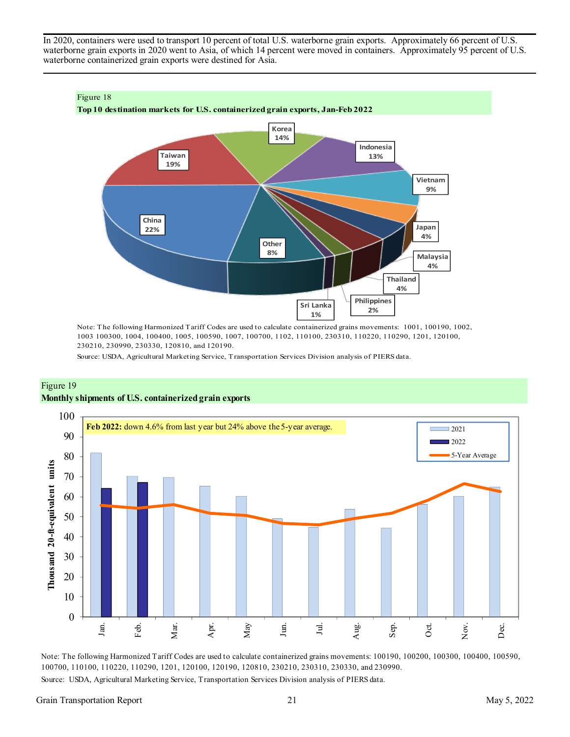In 2020, containers were used to transport 10 percent of total U.S. waterborne grain exports. Approximately 66 percent of U.S. waterborne grain exports in 2020 went to Asia, of which 14 percent were moved in containers. Approximately 95 percent of U.S. waterborne containerized grain exports were destined for Asia.

Figure 18

**Top 10 destination markets for U.S. containerized grain exports, Jan-Feb 2022**

China 22%, Taiwan 19%, Korea 14%, Indonesia 13%, Vietnam 9%, Japan 4%, Malaysia 4%, Thailand 4%, Philippines 2%, Sri Lanka 1%, Other 8%

Note: The following Harmonized Tariff Codes are used to calculate containerized grains movements: 1001, 100190, 1002, 1003 100300, 1004, 100400, 1005, 100590, 1007, 100700, 1102, 110100, 230310, 110220, 110290, 1201, 120100, 230210, 230990, 230330, 120810, and 120190.

Source: USDA, Agricultural Marketing Service, Transportation Services Division analysis of PIERS data.

Figure 19

**Monthly shipments of U.S. containerized grain exports**

**Feb 2022:** down 4.6% from last year but 24% above the 5-year average.

Thousand 20-ft-equivalent units — 2021, 2022, 5-Year Average (Jan.–Dec.)

Note: The following Harmonized Tariff Codes are used to calculate containerized grains movements: 100190, 100200, 100300, 100400, 100590, 100700, 110100, 110220, 110290, 1201, 120100, 120190, 120810, 230210, 230310, 230330, and 230990.

Source: USDA, Agricultural Marketing Service, Transportation Services Division analysis of PIERS data.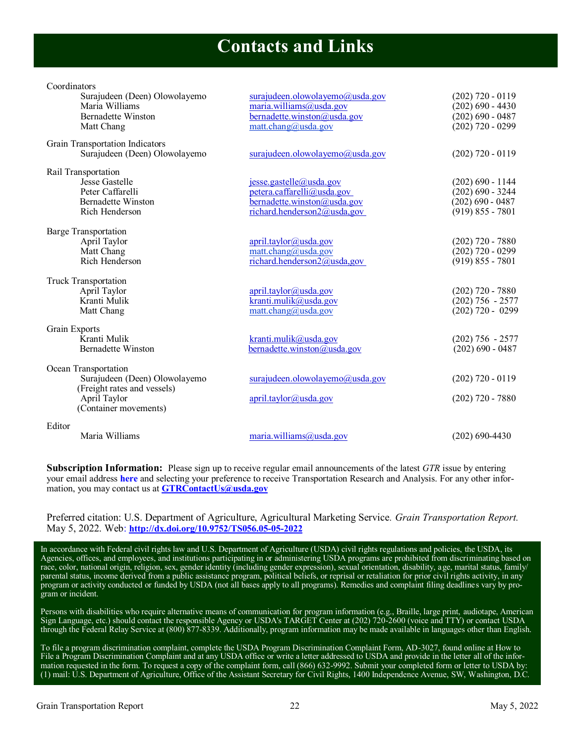# Contacts and Links

| | | |
|---|---|---|
| **Coordinators** | | |
| Surajudeen (Deen) Olowolayemo | surajudeen.olowolayemo@usda.gov | (202) 720 - 0119 |
| Maria Williams | maria.williams@usda.gov | (202) 690 - 4430 |
| Bernadette Winston | bernadette.winston@usda.gov | (202) 690 - 0487 |
| Matt Chang | matt.chang@usda.gov | (202) 720 - 0299 |
| **Grain Transportation Indicators** | | |
| Surajudeen (Deen) Olowolayemo | surajudeen.olowolayemo@usda.gov | (202) 720 - 0119 |
| **Rail Transportation** | | |
| Jesse Gastelle | jesse.gastelle@usda.gov | (202) 690 - 1144 |
| Peter Caffarelli | petera.caffarelli@usda.gov | (202) 690 - 3244 |
| Bernadette Winston | bernadette.winston@usda.gov | (202) 690 - 0487 |
| Rich Henderson | richard.henderson2@usda,gov | (919) 855 - 7801 |
| **Barge Transportation** | | |
| April Taylor | april.taylor@usda.gov | (202) 720 - 7880 |
| Matt Chang | matt.chang@usda.gov | (202) 720 - 0299 |
| Rich Henderson | richard.henderson2@usda,gov | (919) 855 - 7801 |
| **Truck Transportation** | | |
| April Taylor | april.taylor@usda.gov | (202) 720 - 7880 |
| Kranti Mulik | kranti.mulik@usda.gov | (202) 756 - 2577 |
| Matt Chang | matt.chang@usda.gov | (202) 720 - 0299 |
| **Grain Exports** | | |
| Kranti Mulik | kranti.mulik@usda.gov | (202) 756 - 2577 |
| Bernadette Winston | bernadette.winston@usda.gov | (202) 690 - 0487 |
| **Ocean Transportation** | | |
| Surajudeen (Deen) Olowolayemo (Freight rates and vessels) | surajudeen.olowolayemo@usda.gov | (202) 720 - 0119 |
| April Taylor (Container movements) | april.taylor@usda.gov | (202) 720 - 7880 |
| **Editor** | | |
| Maria Williams | maria.williams@usda.gov | (202) 690-4430 |

**Subscription Information:** Please sign up to receive regular email announcements of the latest *GTR* issue by entering your email address **here** and selecting your preference to receive Transportation Research and Analysis. For any other information, you may contact us at **GTRContactUs@usda.gov**

Preferred citation: U.S. Department of Agriculture, Agricultural Marketing Service. *Grain Transportation Report.* May 5, 2022. Web: **http://dx.doi.org/10.9752/TS056.05-05-2022**

In accordance with Federal civil rights law and U.S. Department of Agriculture (USDA) civil rights regulations and policies, the USDA, its Agencies, offices, and employees, and institutions participating in or administering USDA programs are prohibited from discriminating based on race, color, national origin, religion, sex, gender identity (including gender expression), sexual orientation, disability, age, marital status, family/parental status, income derived from a public assistance program, political beliefs, or reprisal or retaliation for prior civil rights activity, in any program or activity conducted or funded by USDA (not all bases apply to all programs). Remedies and complaint filing deadlines vary by program or incident.

Persons with disabilities who require alternative means of communication for program information (e.g., Braille, large print, audiotape, American Sign Language, etc.) should contact the responsible Agency or USDA's TARGET Center at (202) 720-2600 (voice and TTY) or contact USDA through the Federal Relay Service at (800) 877-8339. Additionally, program information may be made available in languages other than English.

To file a program discrimination complaint, complete the USDA Program Discrimination Complaint Form, AD-3027, found online at How to File a Program Discrimination Complaint and at any USDA office or write a letter addressed to USDA and provide in the letter all of the information requested in the form. To request a copy of the complaint form, call (866) 632-9992. Submit your completed form or letter to USDA by: (1) mail: U.S. Department of Agriculture, Office of the Assistant Secretary for Civil Rights, 1400 Independence Avenue, SW, Washington, D.C.